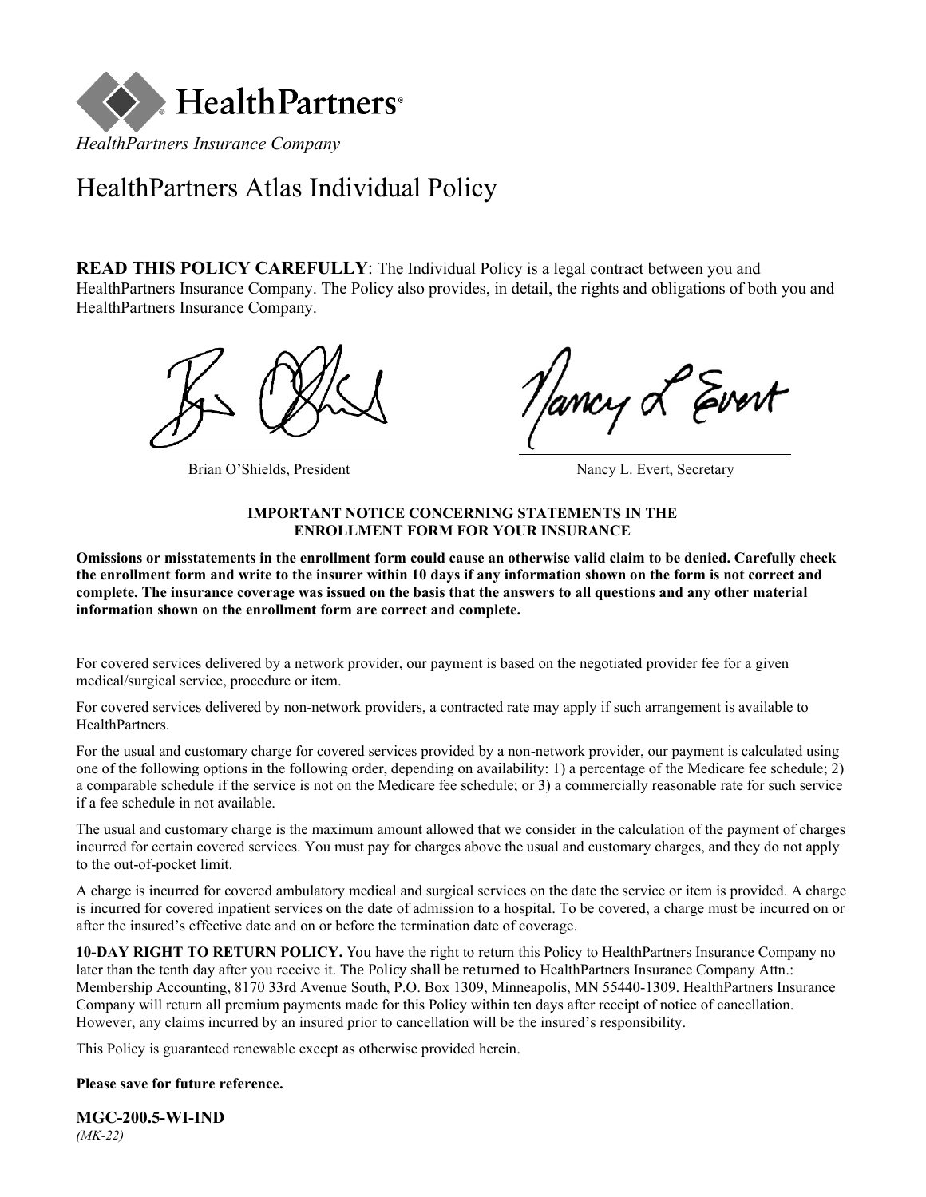HealthPartners®

*HealthPartners Insurance Company*

# HealthPartners Atlas Individual Policy

**READ THIS POLICY CAREFULLY**: The Individual Policy is a legal contract between you and HealthPartners Insurance Company. The Policy also provides, in detail, the rights and obligations of both you and HealthPartners Insurance Company.

Brian O'Shields, President

Nancy L. Evert, Secretary

**IMPORTANT NOTICE CONCERNING STATEMENTS IN THE ENROLLMENT FORM FOR YOUR INSURANCE**

**Omissions or misstatements in the enrollment form could cause an otherwise valid claim to be denied. Carefully check the enrollment form and write to the insurer within 10 days if any information shown on the form is not correct and complete. The insurance coverage was issued on the basis that the answers to all questions and any other material information shown on the enrollment form are correct and complete.**

For covered services delivered by a network provider, our payment is based on the negotiated provider fee for a given medical/surgical service, procedure or item.

For covered services delivered by non-network providers, a contracted rate may apply if such arrangement is available to HealthPartners.

For the usual and customary charge for covered services provided by a non-network provider, our payment is calculated using one of the following options in the following order, depending on availability: 1) a percentage of the Medicare fee schedule; 2) a comparable schedule if the service is not on the Medicare fee schedule; or 3) a commercially reasonable rate for such service if a fee schedule in not available.

The usual and customary charge is the maximum amount allowed that we consider in the calculation of the payment of charges incurred for certain covered services. You must pay for charges above the usual and customary charges, and they do not apply to the out-of-pocket limit.

A charge is incurred for covered ambulatory medical and surgical services on the date the service or item is provided. A charge is incurred for covered inpatient services on the date of admission to a hospital. To be covered, a charge must be incurred on or after the insured's effective date and on or before the termination date of coverage.

**10-DAY RIGHT TO RETURN POLICY.** You have the right to return this Policy to HealthPartners Insurance Company no later than the tenth day after you receive it. The Policy shall be returned to HealthPartners Insurance Company Attn.: Membership Accounting, 8170 33rd Avenue South, P.O. Box 1309, Minneapolis, MN 55440-1309. HealthPartners Insurance Company will return all premium payments made for this Policy within ten days after receipt of notice of cancellation. However, any claims incurred by an insured prior to cancellation will be the insured's responsibility.

This Policy is guaranteed renewable except as otherwise provided herein.

**Please save for future reference.**

**MGC-200.5-WI-IND**
*(MK-22)*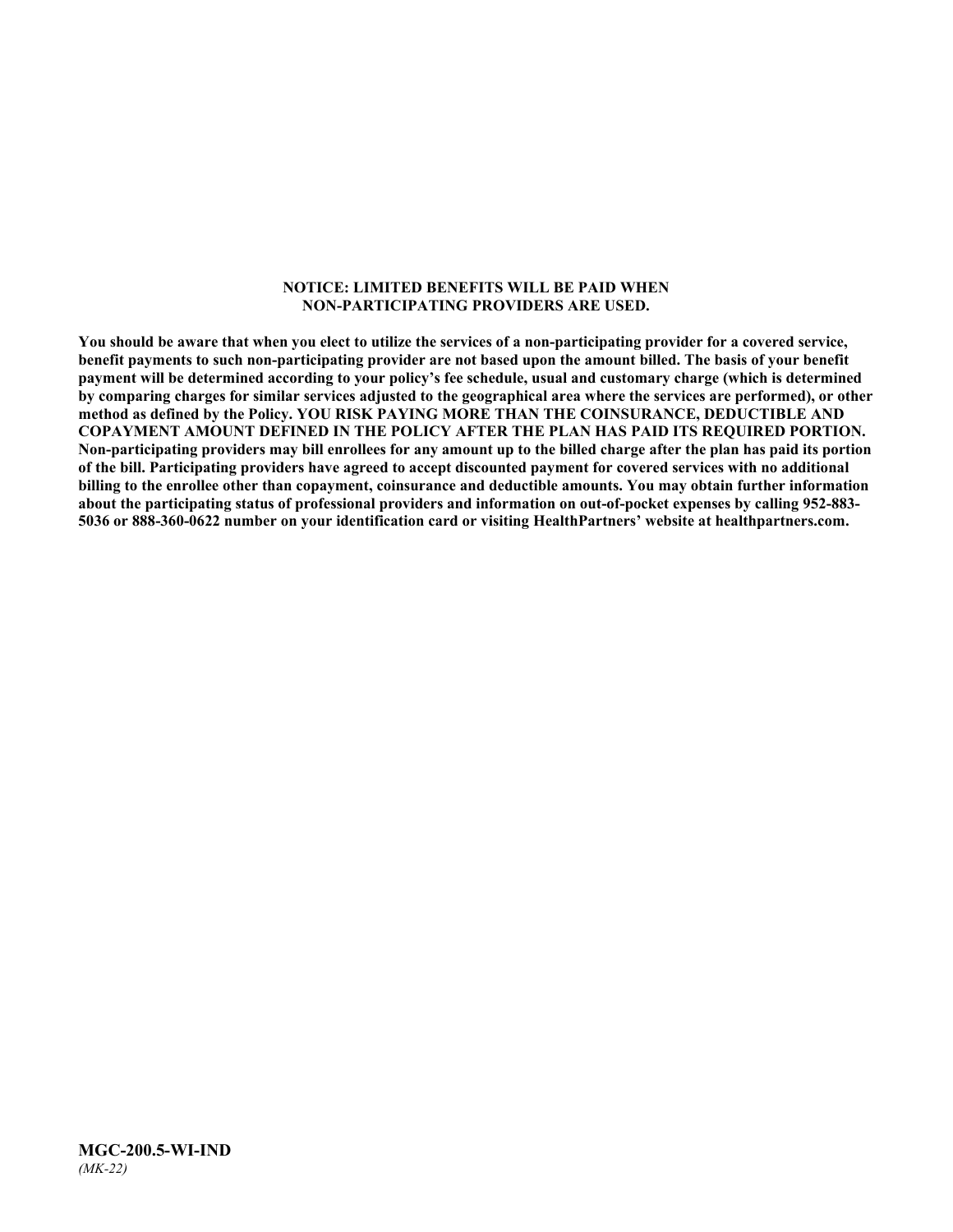**NOTICE: LIMITED BENEFITS WILL BE PAID WHEN NON-PARTICIPATING PROVIDERS ARE USED.**

**You should be aware that when you elect to utilize the services of a non-participating provider for a covered service, benefit payments to such non-participating provider are not based upon the amount billed. The basis of your benefit payment will be determined according to your policy's fee schedule, usual and customary charge (which is determined by comparing charges for similar services adjusted to the geographical area where the services are performed), or other method as defined by the Policy. YOU RISK PAYING MORE THAN THE COINSURANCE, DEDUCTIBLE AND COPAYMENT AMOUNT DEFINED IN THE POLICY AFTER THE PLAN HAS PAID ITS REQUIRED PORTION. Non-participating providers may bill enrollees for any amount up to the billed charge after the plan has paid its portion of the bill. Participating providers have agreed to accept discounted payment for covered services with no additional billing to the enrollee other than copayment, coinsurance and deductible amounts. You may obtain further information about the participating status of professional providers and information on out-of-pocket expenses by calling 952-883-5036 or 888-360-0622 number on your identification card or visiting HealthPartners' website at healthpartners.com.**

**MGC-200.5-WI-IND**
*(MK-22)*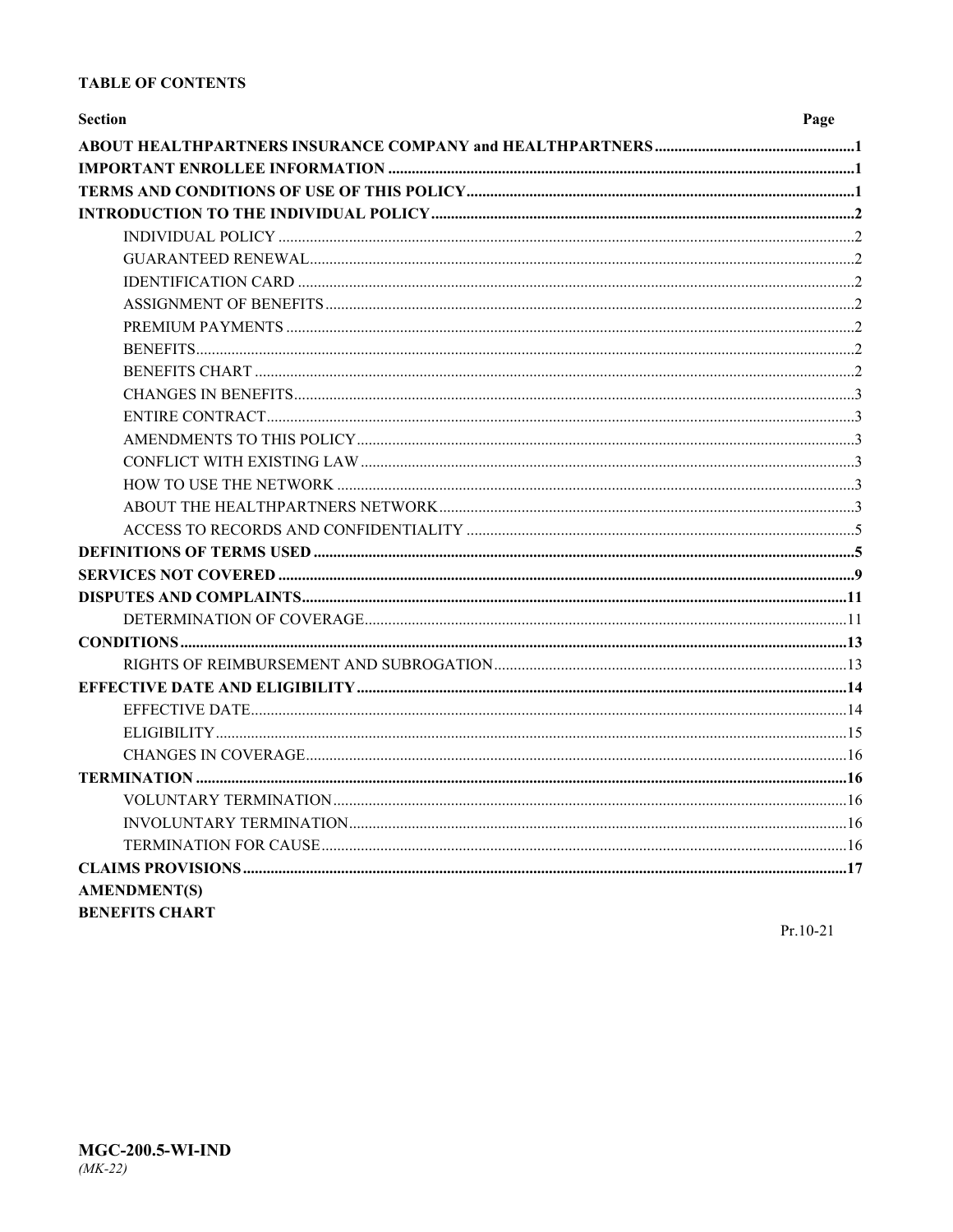## TABLE OF CONTENTS

| Section | Page |
|---|---|
| **ABOUT HEALTHPARTNERS INSURANCE COMPANY and HEALTHPARTNERS** | **1** |
| **IMPORTANT ENROLLEE INFORMATION** | **1** |
| **TERMS AND CONDITIONS OF USE OF THIS POLICY** | **1** |
| **INTRODUCTION TO THE INDIVIDUAL POLICY** | **2** |
| INDIVIDUAL POLICY | 2 |
| GUARANTEED RENEWAL | 2 |
| IDENTIFICATION CARD | 2 |
| ASSIGNMENT OF BENEFITS | 2 |
| PREMIUM PAYMENTS | 2 |
| BENEFITS | 2 |
| BENEFITS CHART | 2 |
| CHANGES IN BENEFITS | 3 |
| ENTIRE CONTRACT | 3 |
| AMENDMENTS TO THIS POLICY | 3 |
| CONFLICT WITH EXISTING LAW | 3 |
| HOW TO USE THE NETWORK | 3 |
| ABOUT THE HEALTHPARTNERS NETWORK | 3 |
| ACCESS TO RECORDS AND CONFIDENTIALITY | 5 |
| **DEFINITIONS OF TERMS USED** | **5** |
| **SERVICES NOT COVERED** | **9** |
| **DISPUTES AND COMPLAINTS** | **11** |
| DETERMINATION OF COVERAGE | 11 |
| **CONDITIONS** | **13** |
| RIGHTS OF REIMBURSEMENT AND SUBROGATION | 13 |
| **EFFECTIVE DATE AND ELIGIBILITY** | **14** |
| EFFECTIVE DATE | 14 |
| ELIGIBILITY | 15 |
| CHANGES IN COVERAGE | 16 |
| **TERMINATION** | **16** |
| VOLUNTARY TERMINATION | 16 |
| INVOLUNTARY TERMINATION | 16 |
| TERMINATION FOR CAUSE | 16 |
| **CLAIMS PROVISIONS** | **17** |
| **AMENDMENT(S)** | |
| **BENEFITS CHART** | |

Pr.10-21

**MGC-200.5-WI-IND**
*(MK-22)*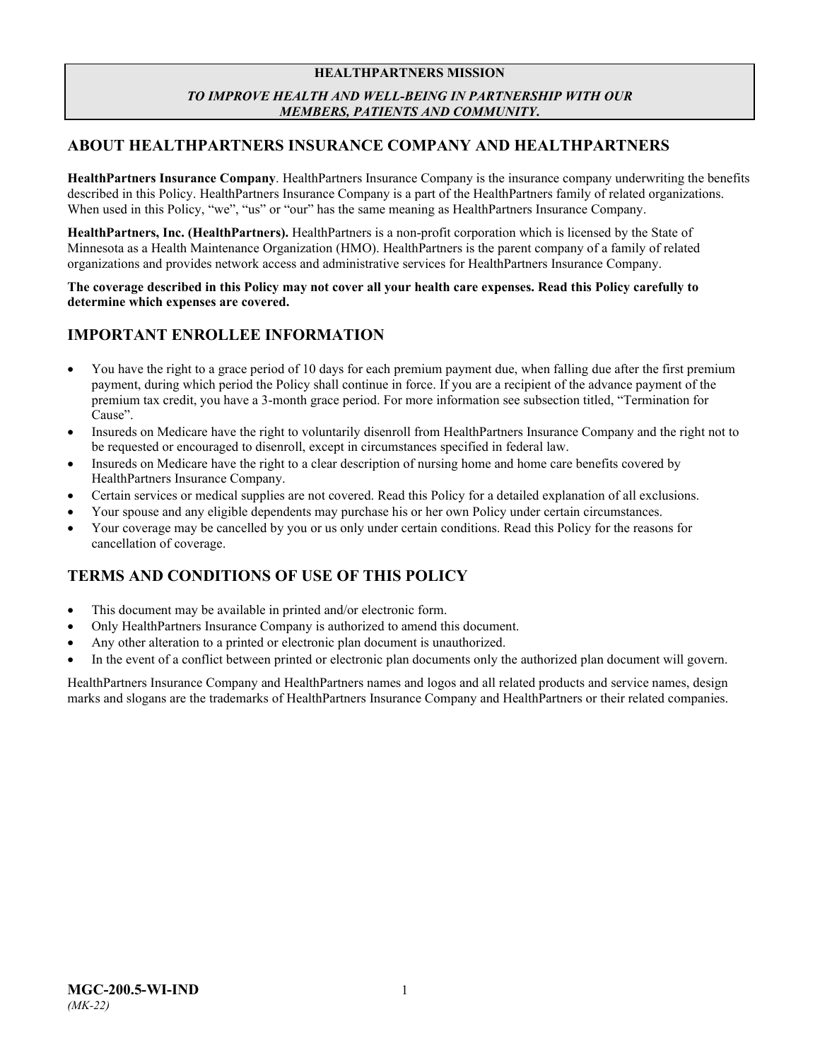**HEALTHPARTNERS MISSION**

***TO IMPROVE HEALTH AND WELL-BEING IN PARTNERSHIP WITH OUR MEMBERS, PATIENTS AND COMMUNITY.***

## ABOUT HEALTHPARTNERS INSURANCE COMPANY AND HEALTHPARTNERS

**HealthPartners Insurance Company**. HealthPartners Insurance Company is the insurance company underwriting the benefits described in this Policy. HealthPartners Insurance Company is a part of the HealthPartners family of related organizations. When used in this Policy, "we", "us" or "our" has the same meaning as HealthPartners Insurance Company.

**HealthPartners, Inc. (HealthPartners).** HealthPartners is a non-profit corporation which is licensed by the State of Minnesota as a Health Maintenance Organization (HMO). HealthPartners is the parent company of a family of related organizations and provides network access and administrative services for HealthPartners Insurance Company.

**The coverage described in this Policy may not cover all your health care expenses. Read this Policy carefully to determine which expenses are covered.**

## IMPORTANT ENROLLEE INFORMATION

- You have the right to a grace period of 10 days for each premium payment due, when falling due after the first premium payment, during which period the Policy shall continue in force. If you are a recipient of the advance payment of the premium tax credit, you have a 3-month grace period. For more information see subsection titled, "Termination for Cause".
- Insureds on Medicare have the right to voluntarily disenroll from HealthPartners Insurance Company and the right not to be requested or encouraged to disenroll, except in circumstances specified in federal law.
- Insureds on Medicare have the right to a clear description of nursing home and home care benefits covered by HealthPartners Insurance Company.
- Certain services or medical supplies are not covered. Read this Policy for a detailed explanation of all exclusions.
- Your spouse and any eligible dependents may purchase his or her own Policy under certain circumstances.
- Your coverage may be cancelled by you or us only under certain conditions. Read this Policy for the reasons for cancellation of coverage.

## TERMS AND CONDITIONS OF USE OF THIS POLICY

- This document may be available in printed and/or electronic form.
- Only HealthPartners Insurance Company is authorized to amend this document.
- Any other alteration to a printed or electronic plan document is unauthorized.
- In the event of a conflict between printed or electronic plan documents only the authorized plan document will govern.

HealthPartners Insurance Company and HealthPartners names and logos and all related products and service names, design marks and slogans are the trademarks of HealthPartners Insurance Company and HealthPartners or their related companies.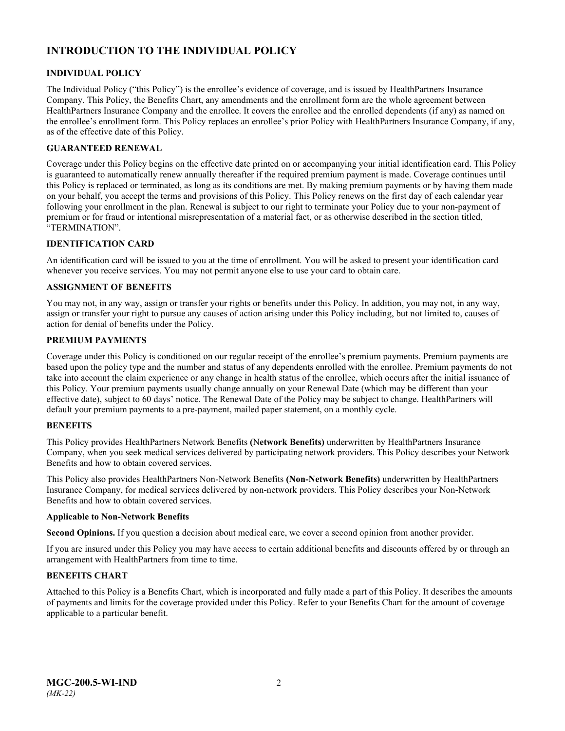# INTRODUCTION TO THE INDIVIDUAL POLICY

### INDIVIDUAL POLICY

The Individual Policy ("this Policy") is the enrollee's evidence of coverage, and is issued by HealthPartners Insurance Company. This Policy, the Benefits Chart, any amendments and the enrollment form are the whole agreement between HealthPartners Insurance Company and the enrollee. It covers the enrollee and the enrolled dependents (if any) as named on the enrollee's enrollment form. This Policy replaces an enrollee's prior Policy with HealthPartners Insurance Company, if any, as of the effective date of this Policy.

### GUARANTEED RENEWAL

Coverage under this Policy begins on the effective date printed on or accompanying your initial identification card. This Policy is guaranteed to automatically renew annually thereafter if the required premium payment is made. Coverage continues until this Policy is replaced or terminated, as long as its conditions are met. By making premium payments or by having them made on your behalf, you accept the terms and provisions of this Policy. This Policy renews on the first day of each calendar year following your enrollment in the plan. Renewal is subject to our right to terminate your Policy due to your non-payment of premium or for fraud or intentional misrepresentation of a material fact, or as otherwise described in the section titled, "TERMINATION".

### IDENTIFICATION CARD

An identification card will be issued to you at the time of enrollment. You will be asked to present your identification card whenever you receive services. You may not permit anyone else to use your card to obtain care.

### ASSIGNMENT OF BENEFITS

You may not, in any way, assign or transfer your rights or benefits under this Policy. In addition, you may not, in any way, assign or transfer your right to pursue any causes of action arising under this Policy including, but not limited to, causes of action for denial of benefits under the Policy.

### PREMIUM PAYMENTS

Coverage under this Policy is conditioned on our regular receipt of the enrollee's premium payments. Premium payments are based upon the policy type and the number and status of any dependents enrolled with the enrollee. Premium payments do not take into account the claim experience or any change in health status of the enrollee, which occurs after the initial issuance of this Policy. Your premium payments usually change annually on your Renewal Date (which may be different than your effective date), subject to 60 days' notice. The Renewal Date of the Policy may be subject to change. HealthPartners will default your premium payments to a pre-payment, mailed paper statement, on a monthly cycle.

### BENEFITS

This Policy provides HealthPartners Network Benefits **(Network Benefits)** underwritten by HealthPartners Insurance Company, when you seek medical services delivered by participating network providers. This Policy describes your Network Benefits and how to obtain covered services.

This Policy also provides HealthPartners Non-Network Benefits **(Non-Network Benefits)** underwritten by HealthPartners Insurance Company, for medical services delivered by non-network providers. This Policy describes your Non-Network Benefits and how to obtain covered services.

**Applicable to Non-Network Benefits**

**Second Opinions.** If you question a decision about medical care, we cover a second opinion from another provider.

If you are insured under this Policy you may have access to certain additional benefits and discounts offered by or through an arrangement with HealthPartners from time to time.

### BENEFITS CHART

Attached to this Policy is a Benefits Chart, which is incorporated and fully made a part of this Policy. It describes the amounts of payments and limits for the coverage provided under this Policy. Refer to your Benefits Chart for the amount of coverage applicable to a particular benefit.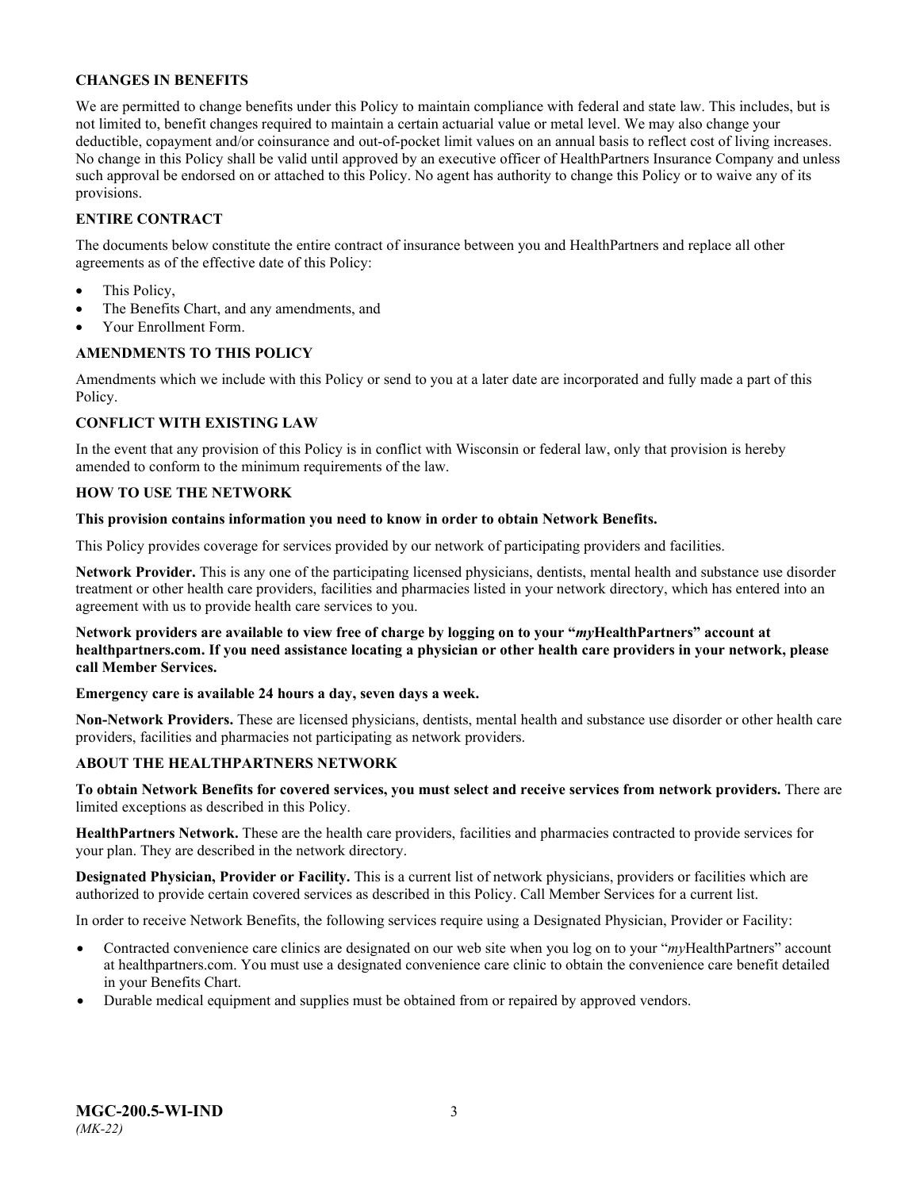## CHANGES IN BENEFITS

We are permitted to change benefits under this Policy to maintain compliance with federal and state law. This includes, but is not limited to, benefit changes required to maintain a certain actuarial value or metal level. We may also change your deductible, copayment and/or coinsurance and out-of-pocket limit values on an annual basis to reflect cost of living increases. No change in this Policy shall be valid until approved by an executive officer of HealthPartners Insurance Company and unless such approval be endorsed on or attached to this Policy. No agent has authority to change this Policy or to waive any of its provisions.

## ENTIRE CONTRACT

The documents below constitute the entire contract of insurance between you and HealthPartners and replace all other agreements as of the effective date of this Policy:

- This Policy,
- The Benefits Chart, and any amendments, and
- Your Enrollment Form.

## AMENDMENTS TO THIS POLICY

Amendments which we include with this Policy or send to you at a later date are incorporated and fully made a part of this Policy.

## CONFLICT WITH EXISTING LAW

In the event that any provision of this Policy is in conflict with Wisconsin or federal law, only that provision is hereby amended to conform to the minimum requirements of the law.

## HOW TO USE THE NETWORK

**This provision contains information you need to know in order to obtain Network Benefits.**

This Policy provides coverage for services provided by our network of participating providers and facilities.

**Network Provider.** This is any one of the participating licensed physicians, dentists, mental health and substance use disorder treatment or other health care providers, facilities and pharmacies listed in your network directory, which has entered into an agreement with us to provide health care services to you.

**Network providers are available to view free of charge by logging on to your "*my*HealthPartners" account at healthpartners.com. If you need assistance locating a physician or other health care providers in your network, please call Member Services.**

**Emergency care is available 24 hours a day, seven days a week.**

**Non-Network Providers.** These are licensed physicians, dentists, mental health and substance use disorder or other health care providers, facilities and pharmacies not participating as network providers.

## ABOUT THE HEALTHPARTNERS NETWORK

**To obtain Network Benefits for covered services, you must select and receive services from network providers.** There are limited exceptions as described in this Policy.

**HealthPartners Network.** These are the health care providers, facilities and pharmacies contracted to provide services for your plan. They are described in the network directory.

**Designated Physician, Provider or Facility.** This is a current list of network physicians, providers or facilities which are authorized to provide certain covered services as described in this Policy. Call Member Services for a current list.

In order to receive Network Benefits, the following services require using a Designated Physician, Provider or Facility:

- Contracted convenience care clinics are designated on our web site when you log on to your "*my*HealthPartners" account at healthpartners.com. You must use a designated convenience care clinic to obtain the convenience care benefit detailed in your Benefits Chart.
- Durable medical equipment and supplies must be obtained from or repaired by approved vendors.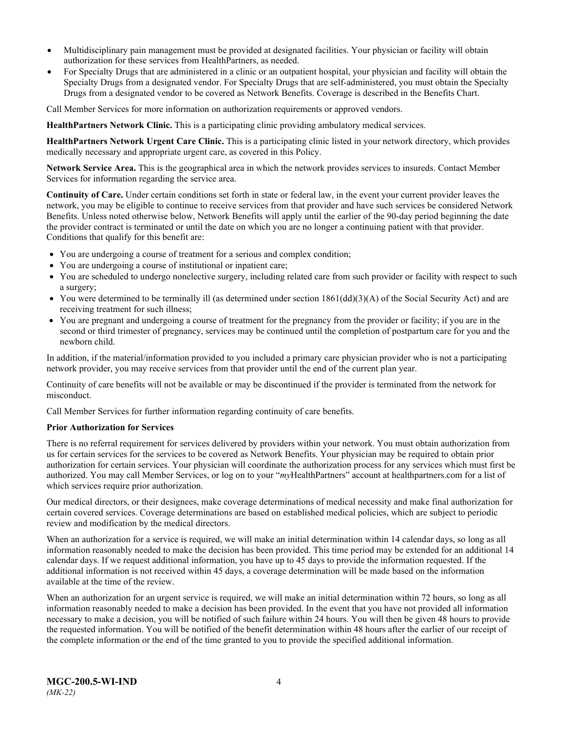- Multidisciplinary pain management must be provided at designated facilities. Your physician or facility will obtain authorization for these services from HealthPartners, as needed.
- For Specialty Drugs that are administered in a clinic or an outpatient hospital, your physician and facility will obtain the Specialty Drugs from a designated vendor. For Specialty Drugs that are self-administered, you must obtain the Specialty Drugs from a designated vendor to be covered as Network Benefits. Coverage is described in the Benefits Chart.

Call Member Services for more information on authorization requirements or approved vendors.

**HealthPartners Network Clinic.** This is a participating clinic providing ambulatory medical services.

**HealthPartners Network Urgent Care Clinic.** This is a participating clinic listed in your network directory, which provides medically necessary and appropriate urgent care, as covered in this Policy.

**Network Service Area.** This is the geographical area in which the network provides services to insureds. Contact Member Services for information regarding the service area.

**Continuity of Care.** Under certain conditions set forth in state or federal law, in the event your current provider leaves the network, you may be eligible to continue to receive services from that provider and have such services be considered Network Benefits. Unless noted otherwise below, Network Benefits will apply until the earlier of the 90-day period beginning the date the provider contract is terminated or until the date on which you are no longer a continuing patient with that provider. Conditions that qualify for this benefit are:

- You are undergoing a course of treatment for a serious and complex condition;
- You are undergoing a course of institutional or inpatient care;
- You are scheduled to undergo nonelective surgery, including related care from such provider or facility with respect to such a surgery;
- You were determined to be terminally ill (as determined under section 1861(dd)(3)(A) of the Social Security Act) and are receiving treatment for such illness;
- You are pregnant and undergoing a course of treatment for the pregnancy from the provider or facility; if you are in the second or third trimester of pregnancy, services may be continued until the completion of postpartum care for you and the newborn child.

In addition, if the material/information provided to you included a primary care physician provider who is not a participating network provider, you may receive services from that provider until the end of the current plan year.

Continuity of care benefits will not be available or may be discontinued if the provider is terminated from the network for misconduct.

Call Member Services for further information regarding continuity of care benefits.

**Prior Authorization for Services**

There is no referral requirement for services delivered by providers within your network. You must obtain authorization from us for certain services for the services to be covered as Network Benefits. Your physician may be required to obtain prior authorization for certain services. Your physician will coordinate the authorization process for any services which must first be authorized. You may call Member Services, or log on to your "*my*HealthPartners" account at healthpartners.com for a list of which services require prior authorization.

Our medical directors, or their designees, make coverage determinations of medical necessity and make final authorization for certain covered services. Coverage determinations are based on established medical policies, which are subject to periodic review and modification by the medical directors.

When an authorization for a service is required, we will make an initial determination within 14 calendar days, so long as all information reasonably needed to make the decision has been provided. This time period may be extended for an additional 14 calendar days. If we request additional information, you have up to 45 days to provide the information requested. If the additional information is not received within 45 days, a coverage determination will be made based on the information available at the time of the review.

When an authorization for an urgent service is required, we will make an initial determination within 72 hours, so long as all information reasonably needed to make a decision has been provided. In the event that you have not provided all information necessary to make a decision, you will be notified of such failure within 24 hours. You will then be given 48 hours to provide the requested information. You will be notified of the benefit determination within 48 hours after the earlier of our receipt of the complete information or the end of the time granted to you to provide the specified additional information.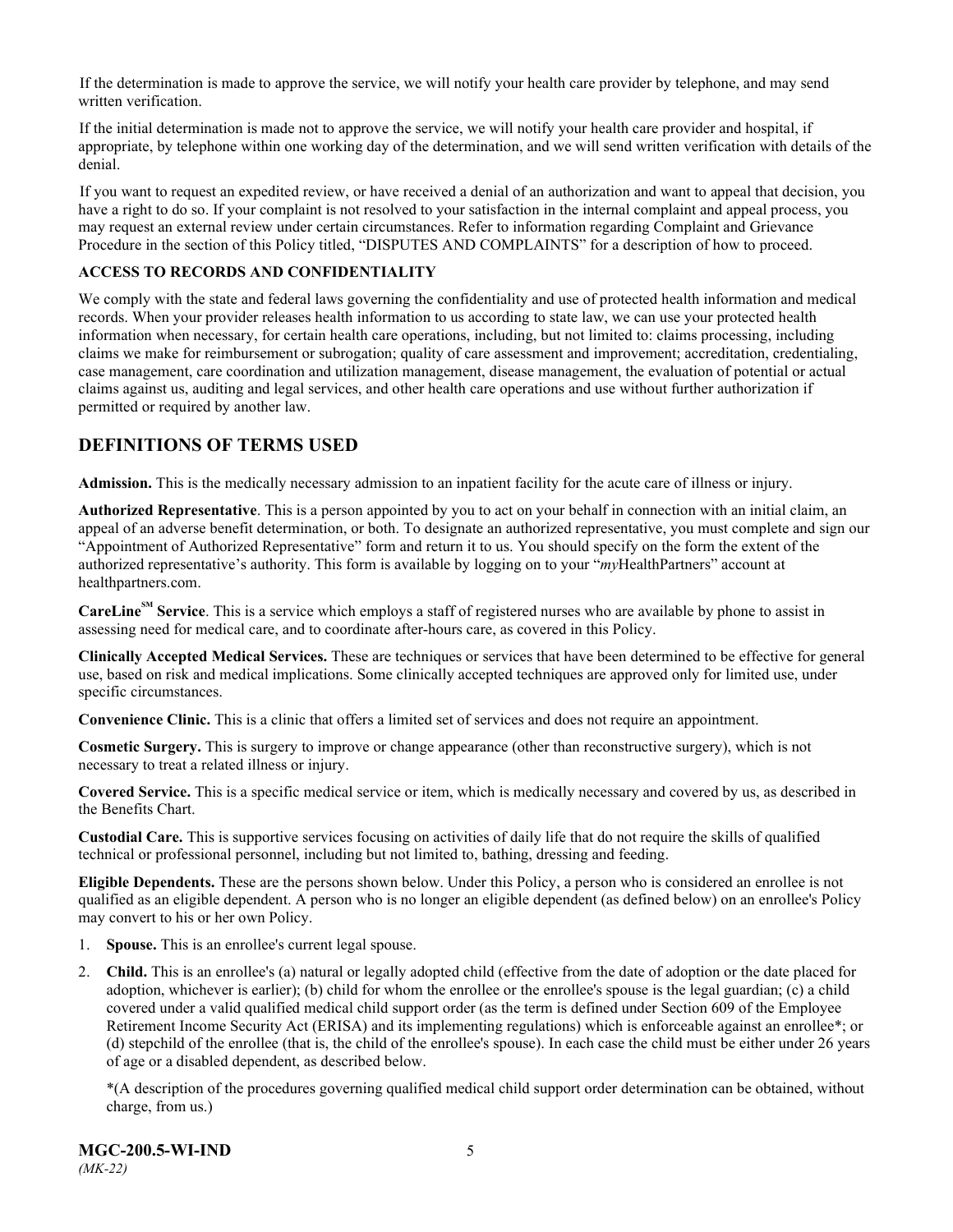If the determination is made to approve the service, we will notify your health care provider by telephone, and may send written verification.

If the initial determination is made not to approve the service, we will notify your health care provider and hospital, if appropriate, by telephone within one working day of the determination, and we will send written verification with details of the denial.

If you want to request an expedited review, or have received a denial of an authorization and want to appeal that decision, you have a right to do so. If your complaint is not resolved to your satisfaction in the internal complaint and appeal process, you may request an external review under certain circumstances. Refer to information regarding Complaint and Grievance Procedure in the section of this Policy titled, "DISPUTES AND COMPLAINTS" for a description of how to proceed.

**ACCESS TO RECORDS AND CONFIDENTIALITY**

We comply with the state and federal laws governing the confidentiality and use of protected health information and medical records. When your provider releases health information to us according to state law, we can use your protected health information when necessary, for certain health care operations, including, but not limited to: claims processing, including claims we make for reimbursement or subrogation; quality of care assessment and improvement; accreditation, credentialing, case management, care coordination and utilization management, disease management, the evaluation of potential or actual claims against us, auditing and legal services, and other health care operations and use without further authorization if permitted or required by another law.

## DEFINITIONS OF TERMS USED

**Admission.** This is the medically necessary admission to an inpatient facility for the acute care of illness or injury.

**Authorized Representative**. This is a person appointed by you to act on your behalf in connection with an initial claim, an appeal of an adverse benefit determination, or both. To designate an authorized representative, you must complete and sign our "Appointment of Authorized Representative" form and return it to us. You should specify on the form the extent of the authorized representative's authority. This form is available by logging on to your "*my*HealthPartners" account at healthpartners.com.

**CareLine[SM] Service**. This is a service which employs a staff of registered nurses who are available by phone to assist in assessing need for medical care, and to coordinate after-hours care, as covered in this Policy.

**Clinically Accepted Medical Services.** These are techniques or services that have been determined to be effective for general use, based on risk and medical implications. Some clinically accepted techniques are approved only for limited use, under specific circumstances.

**Convenience Clinic.** This is a clinic that offers a limited set of services and does not require an appointment.

**Cosmetic Surgery.** This is surgery to improve or change appearance (other than reconstructive surgery), which is not necessary to treat a related illness or injury.

**Covered Service.** This is a specific medical service or item, which is medically necessary and covered by us, as described in the Benefits Chart.

**Custodial Care.** This is supportive services focusing on activities of daily life that do not require the skills of qualified technical or professional personnel, including but not limited to, bathing, dressing and feeding.

**Eligible Dependents.** These are the persons shown below. Under this Policy, a person who is considered an enrollee is not qualified as an eligible dependent. A person who is no longer an eligible dependent (as defined below) on an enrollee's Policy may convert to his or her own Policy.

1. **Spouse.** This is an enrollee's current legal spouse.
2. **Child.** This is an enrollee's (a) natural or legally adopted child (effective from the date of adoption or the date placed for adoption, whichever is earlier); (b) child for whom the enrollee or the enrollee's spouse is the legal guardian; (c) a child covered under a valid qualified medical child support order (as the term is defined under Section 609 of the Employee Retirement Income Security Act (ERISA) and its implementing regulations) which is enforceable against an enrollee*; or (d) stepchild of the enrollee (that is, the child of the enrollee's spouse). In each case the child must be either under 26 years of age or a disabled dependent, as described below.

   *(A description of the procedures governing qualified medical child support order determination can be obtained, without charge, from us.)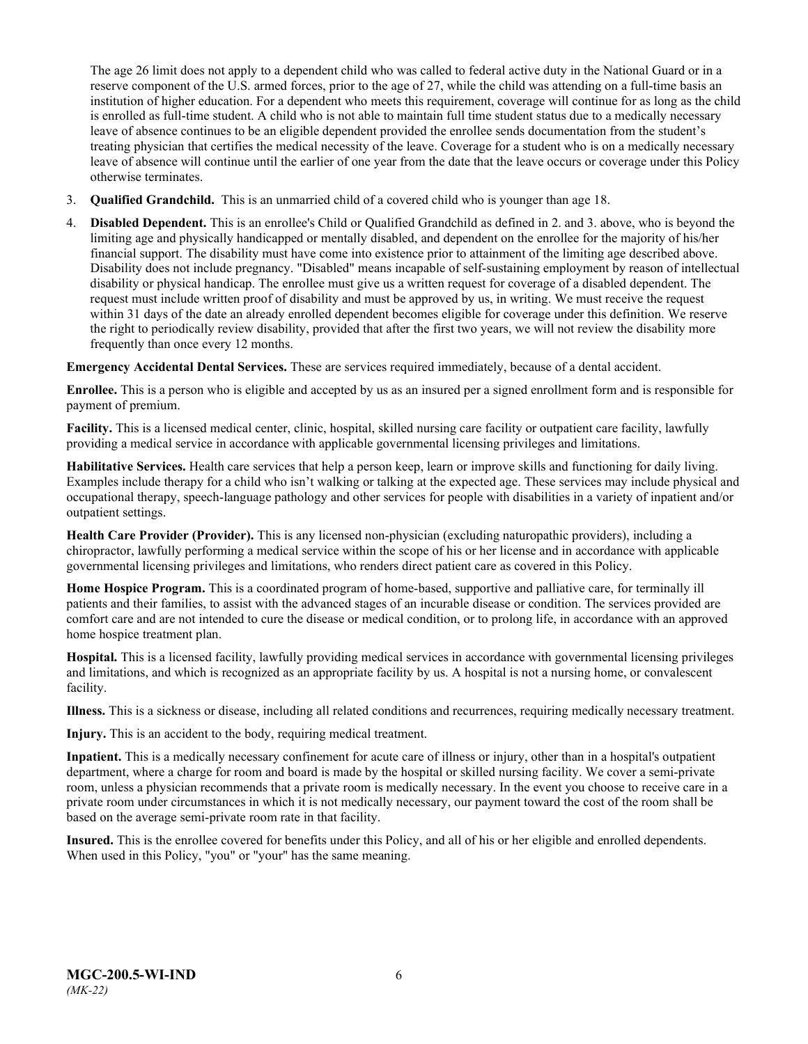The age 26 limit does not apply to a dependent child who was called to federal active duty in the National Guard or in a reserve component of the U.S. armed forces, prior to the age of 27, while the child was attending on a full-time basis an institution of higher education. For a dependent who meets this requirement, coverage will continue for as long as the child is enrolled as full-time student. A child who is not able to maintain full time student status due to a medically necessary leave of absence continues to be an eligible dependent provided the enrollee sends documentation from the student's treating physician that certifies the medical necessity of the leave. Coverage for a student who is on a medically necessary leave of absence will continue until the earlier of one year from the date that the leave occurs or coverage under this Policy otherwise terminates.

3. **Qualified Grandchild.** This is an unmarried child of a covered child who is younger than age 18.

4. **Disabled Dependent.** This is an enrollee's Child or Qualified Grandchild as defined in 2. and 3. above, who is beyond the limiting age and physically handicapped or mentally disabled, and dependent on the enrollee for the majority of his/her financial support. The disability must have come into existence prior to attainment of the limiting age described above. Disability does not include pregnancy. "Disabled" means incapable of self-sustaining employment by reason of intellectual disability or physical handicap. The enrollee must give us a written request for coverage of a disabled dependent. The request must include written proof of disability and must be approved by us, in writing. We must receive the request within 31 days of the date an already enrolled dependent becomes eligible for coverage under this definition. We reserve the right to periodically review disability, provided that after the first two years, we will not review the disability more frequently than once every 12 months.

**Emergency Accidental Dental Services.** These are services required immediately, because of a dental accident.

**Enrollee.** This is a person who is eligible and accepted by us as an insured per a signed enrollment form and is responsible for payment of premium.

**Facility.** This is a licensed medical center, clinic, hospital, skilled nursing care facility or outpatient care facility, lawfully providing a medical service in accordance with applicable governmental licensing privileges and limitations.

**Habilitative Services.** Health care services that help a person keep, learn or improve skills and functioning for daily living. Examples include therapy for a child who isn't walking or talking at the expected age. These services may include physical and occupational therapy, speech-language pathology and other services for people with disabilities in a variety of inpatient and/or outpatient settings.

**Health Care Provider (Provider).** This is any licensed non-physician (excluding naturopathic providers), including a chiropractor, lawfully performing a medical service within the scope of his or her license and in accordance with applicable governmental licensing privileges and limitations, who renders direct patient care as covered in this Policy.

**Home Hospice Program.** This is a coordinated program of home-based, supportive and palliative care, for terminally ill patients and their families, to assist with the advanced stages of an incurable disease or condition. The services provided are comfort care and are not intended to cure the disease or medical condition, or to prolong life, in accordance with an approved home hospice treatment plan.

**Hospital.** This is a licensed facility, lawfully providing medical services in accordance with governmental licensing privileges and limitations, and which is recognized as an appropriate facility by us. A hospital is not a nursing home, or convalescent facility.

**Illness.** This is a sickness or disease, including all related conditions and recurrences, requiring medically necessary treatment.

**Injury.** This is an accident to the body, requiring medical treatment.

**Inpatient.** This is a medically necessary confinement for acute care of illness or injury, other than in a hospital's outpatient department, where a charge for room and board is made by the hospital or skilled nursing facility. We cover a semi-private room, unless a physician recommends that a private room is medically necessary. In the event you choose to receive care in a private room under circumstances in which it is not medically necessary, our payment toward the cost of the room shall be based on the average semi-private room rate in that facility.

**Insured.** This is the enrollee covered for benefits under this Policy, and all of his or her eligible and enrolled dependents. When used in this Policy, "you" or "your" has the same meaning.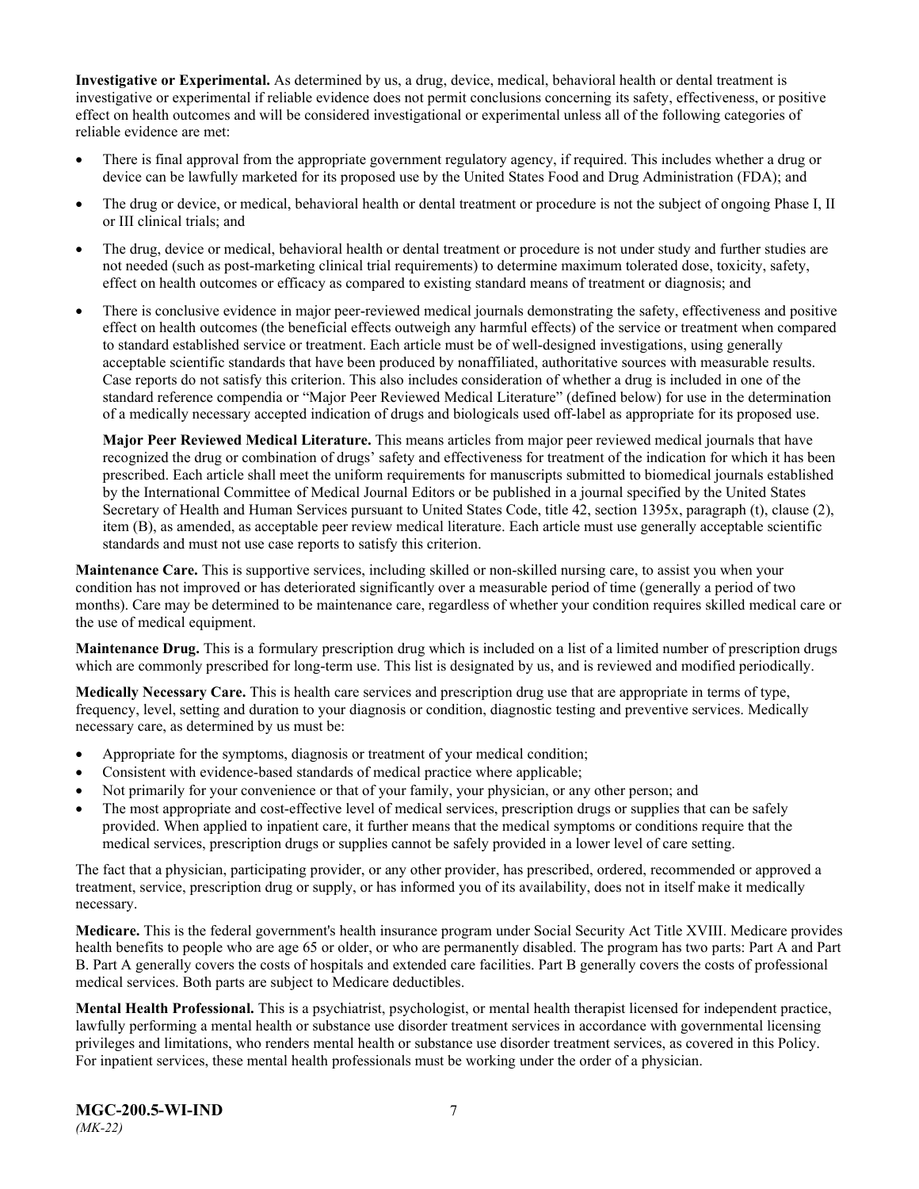**Investigative or Experimental.** As determined by us, a drug, device, medical, behavioral health or dental treatment is investigative or experimental if reliable evidence does not permit conclusions concerning its safety, effectiveness, or positive effect on health outcomes and will be considered investigational or experimental unless all of the following categories of reliable evidence are met:

- There is final approval from the appropriate government regulatory agency, if required. This includes whether a drug or device can be lawfully marketed for its proposed use by the United States Food and Drug Administration (FDA); and
- The drug or device, or medical, behavioral health or dental treatment or procedure is not the subject of ongoing Phase I, II or III clinical trials; and
- The drug, device or medical, behavioral health or dental treatment or procedure is not under study and further studies are not needed (such as post-marketing clinical trial requirements) to determine maximum tolerated dose, toxicity, safety, effect on health outcomes or efficacy as compared to existing standard means of treatment or diagnosis; and
- There is conclusive evidence in major peer-reviewed medical journals demonstrating the safety, effectiveness and positive effect on health outcomes (the beneficial effects outweigh any harmful effects) of the service or treatment when compared to standard established service or treatment. Each article must be of well-designed investigations, using generally acceptable scientific standards that have been produced by nonaffiliated, authoritative sources with measurable results. Case reports do not satisfy this criterion. This also includes consideration of whether a drug is included in one of the standard reference compendia or "Major Peer Reviewed Medical Literature" (defined below) for use in the determination of a medically necessary accepted indication of drugs and biologicals used off-label as appropriate for its proposed use.

  **Major Peer Reviewed Medical Literature.** This means articles from major peer reviewed medical journals that have recognized the drug or combination of drugs' safety and effectiveness for treatment of the indication for which it has been prescribed. Each article shall meet the uniform requirements for manuscripts submitted to biomedical journals established by the International Committee of Medical Journal Editors or be published in a journal specified by the United States Secretary of Health and Human Services pursuant to United States Code, title 42, section 1395x, paragraph (t), clause (2), item (B), as amended, as acceptable peer review medical literature. Each article must use generally acceptable scientific standards and must not use case reports to satisfy this criterion.

**Maintenance Care.** This is supportive services, including skilled or non-skilled nursing care, to assist you when your condition has not improved or has deteriorated significantly over a measurable period of time (generally a period of two months). Care may be determined to be maintenance care, regardless of whether your condition requires skilled medical care or the use of medical equipment.

**Maintenance Drug.** This is a formulary prescription drug which is included on a list of a limited number of prescription drugs which are commonly prescribed for long-term use. This list is designated by us, and is reviewed and modified periodically.

**Medically Necessary Care.** This is health care services and prescription drug use that are appropriate in terms of type, frequency, level, setting and duration to your diagnosis or condition, diagnostic testing and preventive services. Medically necessary care, as determined by us must be:

- Appropriate for the symptoms, diagnosis or treatment of your medical condition;
- Consistent with evidence-based standards of medical practice where applicable;
- Not primarily for your convenience or that of your family, your physician, or any other person; and
- The most appropriate and cost-effective level of medical services, prescription drugs or supplies that can be safely provided. When applied to inpatient care, it further means that the medical symptoms or conditions require that the medical services, prescription drugs or supplies cannot be safely provided in a lower level of care setting.

The fact that a physician, participating provider, or any other provider, has prescribed, ordered, recommended or approved a treatment, service, prescription drug or supply, or has informed you of its availability, does not in itself make it medically necessary.

**Medicare.** This is the federal government's health insurance program under Social Security Act Title XVIII. Medicare provides health benefits to people who are age 65 or older, or who are permanently disabled. The program has two parts: Part A and Part B. Part A generally covers the costs of hospitals and extended care facilities. Part B generally covers the costs of professional medical services. Both parts are subject to Medicare deductibles.

**Mental Health Professional.** This is a psychiatrist, psychologist, or mental health therapist licensed for independent practice, lawfully performing a mental health or substance use disorder treatment services in accordance with governmental licensing privileges and limitations, who renders mental health or substance use disorder treatment services, as covered in this Policy. For inpatient services, these mental health professionals must be working under the order of a physician.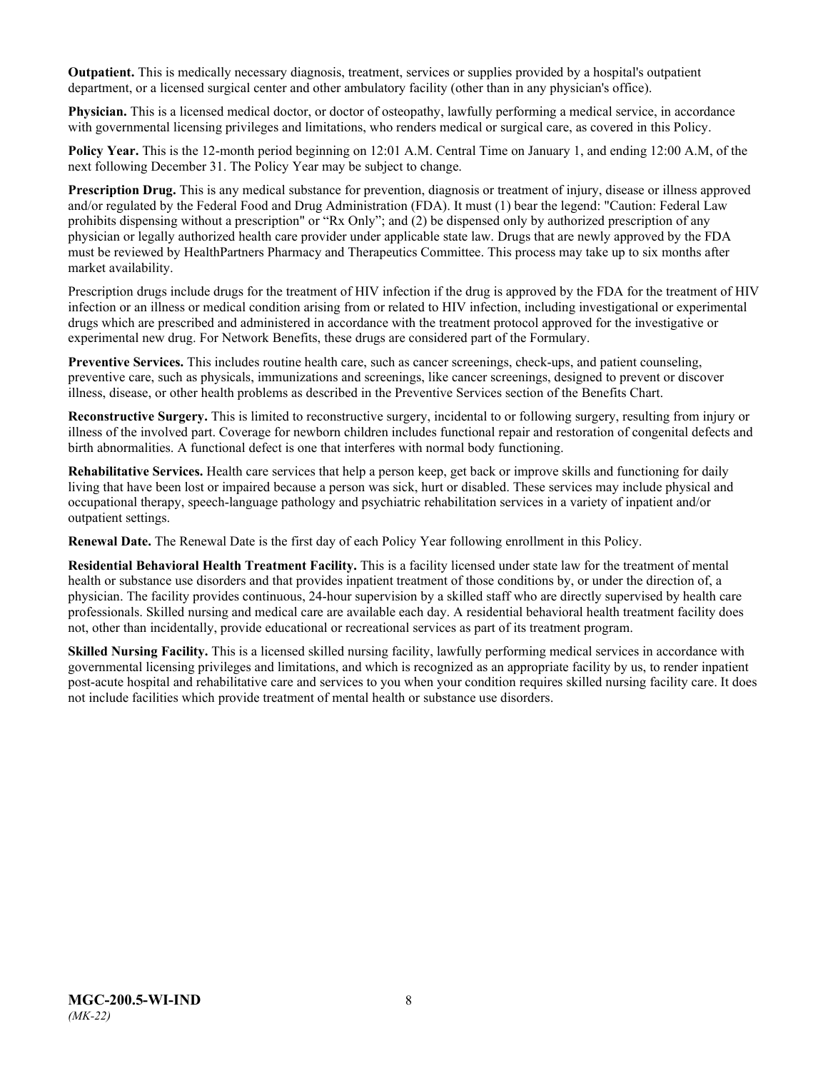**Outpatient.** This is medically necessary diagnosis, treatment, services or supplies provided by a hospital's outpatient department, or a licensed surgical center and other ambulatory facility (other than in any physician's office).

**Physician.** This is a licensed medical doctor, or doctor of osteopathy, lawfully performing a medical service, in accordance with governmental licensing privileges and limitations, who renders medical or surgical care, as covered in this Policy.

**Policy Year.** This is the 12-month period beginning on 12:01 A.M. Central Time on January 1, and ending 12:00 A.M, of the next following December 31. The Policy Year may be subject to change.

**Prescription Drug.** This is any medical substance for prevention, diagnosis or treatment of injury, disease or illness approved and/or regulated by the Federal Food and Drug Administration (FDA). It must (1) bear the legend: "Caution: Federal Law prohibits dispensing without a prescription" or "Rx Only"; and (2) be dispensed only by authorized prescription of any physician or legally authorized health care provider under applicable state law. Drugs that are newly approved by the FDA must be reviewed by HealthPartners Pharmacy and Therapeutics Committee. This process may take up to six months after market availability.

Prescription drugs include drugs for the treatment of HIV infection if the drug is approved by the FDA for the treatment of HIV infection or an illness or medical condition arising from or related to HIV infection, including investigational or experimental drugs which are prescribed and administered in accordance with the treatment protocol approved for the investigative or experimental new drug. For Network Benefits, these drugs are considered part of the Formulary.

**Preventive Services.** This includes routine health care, such as cancer screenings, check-ups, and patient counseling, preventive care, such as physicals, immunizations and screenings, like cancer screenings, designed to prevent or discover illness, disease, or other health problems as described in the Preventive Services section of the Benefits Chart.

**Reconstructive Surgery.** This is limited to reconstructive surgery, incidental to or following surgery, resulting from injury or illness of the involved part. Coverage for newborn children includes functional repair and restoration of congenital defects and birth abnormalities. A functional defect is one that interferes with normal body functioning.

**Rehabilitative Services.** Health care services that help a person keep, get back or improve skills and functioning for daily living that have been lost or impaired because a person was sick, hurt or disabled. These services may include physical and occupational therapy, speech-language pathology and psychiatric rehabilitation services in a variety of inpatient and/or outpatient settings.

**Renewal Date.** The Renewal Date is the first day of each Policy Year following enrollment in this Policy.

**Residential Behavioral Health Treatment Facility.** This is a facility licensed under state law for the treatment of mental health or substance use disorders and that provides inpatient treatment of those conditions by, or under the direction of, a physician. The facility provides continuous, 24-hour supervision by a skilled staff who are directly supervised by health care professionals. Skilled nursing and medical care are available each day. A residential behavioral health treatment facility does not, other than incidentally, provide educational or recreational services as part of its treatment program.

**Skilled Nursing Facility.** This is a licensed skilled nursing facility, lawfully performing medical services in accordance with governmental licensing privileges and limitations, and which is recognized as an appropriate facility by us, to render inpatient post-acute hospital and rehabilitative care and services to you when your condition requires skilled nursing facility care. It does not include facilities which provide treatment of mental health or substance use disorders.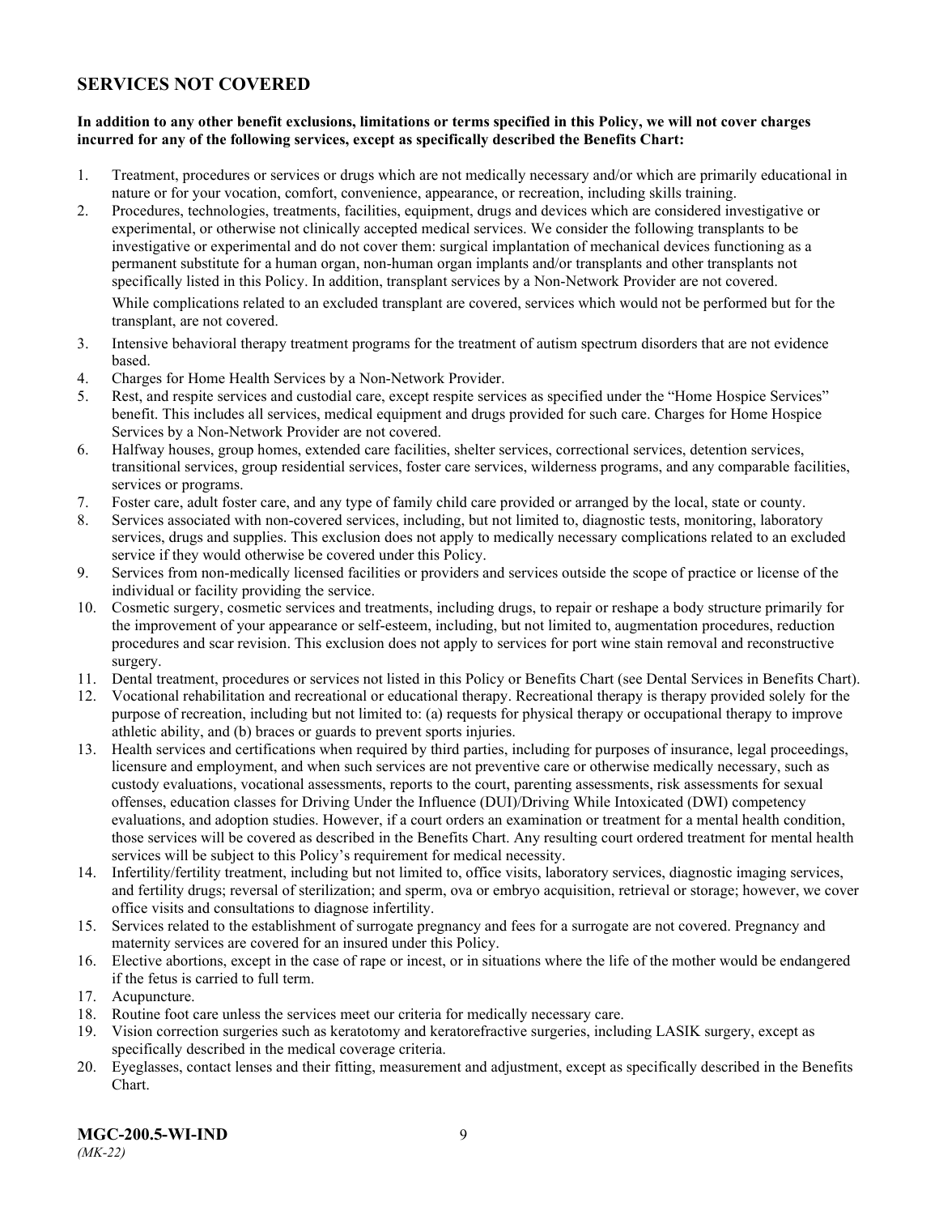## SERVICES NOT COVERED

**In addition to any other benefit exclusions, limitations or terms specified in this Policy, we will not cover charges incurred for any of the following services, except as specifically described the Benefits Chart:**

1. Treatment, procedures or services or drugs which are not medically necessary and/or which are primarily educational in nature or for your vocation, comfort, convenience, appearance, or recreation, including skills training.
2. Procedures, technologies, treatments, facilities, equipment, drugs and devices which are considered investigative or experimental, or otherwise not clinically accepted medical services. We consider the following transplants to be investigative or experimental and do not cover them: surgical implantation of mechanical devices functioning as a permanent substitute for a human organ, non-human organ implants and/or transplants and other transplants not specifically listed in this Policy. In addition, transplant services by a Non-Network Provider are not covered.

   While complications related to an excluded transplant are covered, services which would not be performed but for the transplant, are not covered.
3. Intensive behavioral therapy treatment programs for the treatment of autism spectrum disorders that are not evidence based.
4. Charges for Home Health Services by a Non-Network Provider.
5. Rest, and respite services and custodial care, except respite services as specified under the "Home Hospice Services" benefit. This includes all services, medical equipment and drugs provided for such care. Charges for Home Hospice Services by a Non-Network Provider are not covered.
6. Halfway houses, group homes, extended care facilities, shelter services, correctional services, detention services, transitional services, group residential services, foster care services, wilderness programs, and any comparable facilities, services or programs.
7. Foster care, adult foster care, and any type of family child care provided or arranged by the local, state or county.
8. Services associated with non-covered services, including, but not limited to, diagnostic tests, monitoring, laboratory services, drugs and supplies. This exclusion does not apply to medically necessary complications related to an excluded service if they would otherwise be covered under this Policy.
9. Services from non-medically licensed facilities or providers and services outside the scope of practice or license of the individual or facility providing the service.
10. Cosmetic surgery, cosmetic services and treatments, including drugs, to repair or reshape a body structure primarily for the improvement of your appearance or self-esteem, including, but not limited to, augmentation procedures, reduction procedures and scar revision. This exclusion does not apply to services for port wine stain removal and reconstructive surgery.
11. Dental treatment, procedures or services not listed in this Policy or Benefits Chart (see Dental Services in Benefits Chart).
12. Vocational rehabilitation and recreational or educational therapy. Recreational therapy is therapy provided solely for the purpose of recreation, including but not limited to: (a) requests for physical therapy or occupational therapy to improve athletic ability, and (b) braces or guards to prevent sports injuries.
13. Health services and certifications when required by third parties, including for purposes of insurance, legal proceedings, licensure and employment, and when such services are not preventive care or otherwise medically necessary, such as custody evaluations, vocational assessments, reports to the court, parenting assessments, risk assessments for sexual offenses, education classes for Driving Under the Influence (DUI)/Driving While Intoxicated (DWI) competency evaluations, and adoption studies. However, if a court orders an examination or treatment for a mental health condition, those services will be covered as described in the Benefits Chart. Any resulting court ordered treatment for mental health services will be subject to this Policy's requirement for medical necessity.
14. Infertility/fertility treatment, including but not limited to, office visits, laboratory services, diagnostic imaging services, and fertility drugs; reversal of sterilization; and sperm, ova or embryo acquisition, retrieval or storage; however, we cover office visits and consultations to diagnose infertility.
15. Services related to the establishment of surrogate pregnancy and fees for a surrogate are not covered. Pregnancy and maternity services are covered for an insured under this Policy.
16. Elective abortions, except in the case of rape or incest, or in situations where the life of the mother would be endangered if the fetus is carried to full term.
17. Acupuncture.
18. Routine foot care unless the services meet our criteria for medically necessary care.
19. Vision correction surgeries such as keratotomy and keratorefractive surgeries, including LASIK surgery, except as specifically described in the medical coverage criteria.
20. Eyeglasses, contact lenses and their fitting, measurement and adjustment, except as specifically described in the Benefits Chart.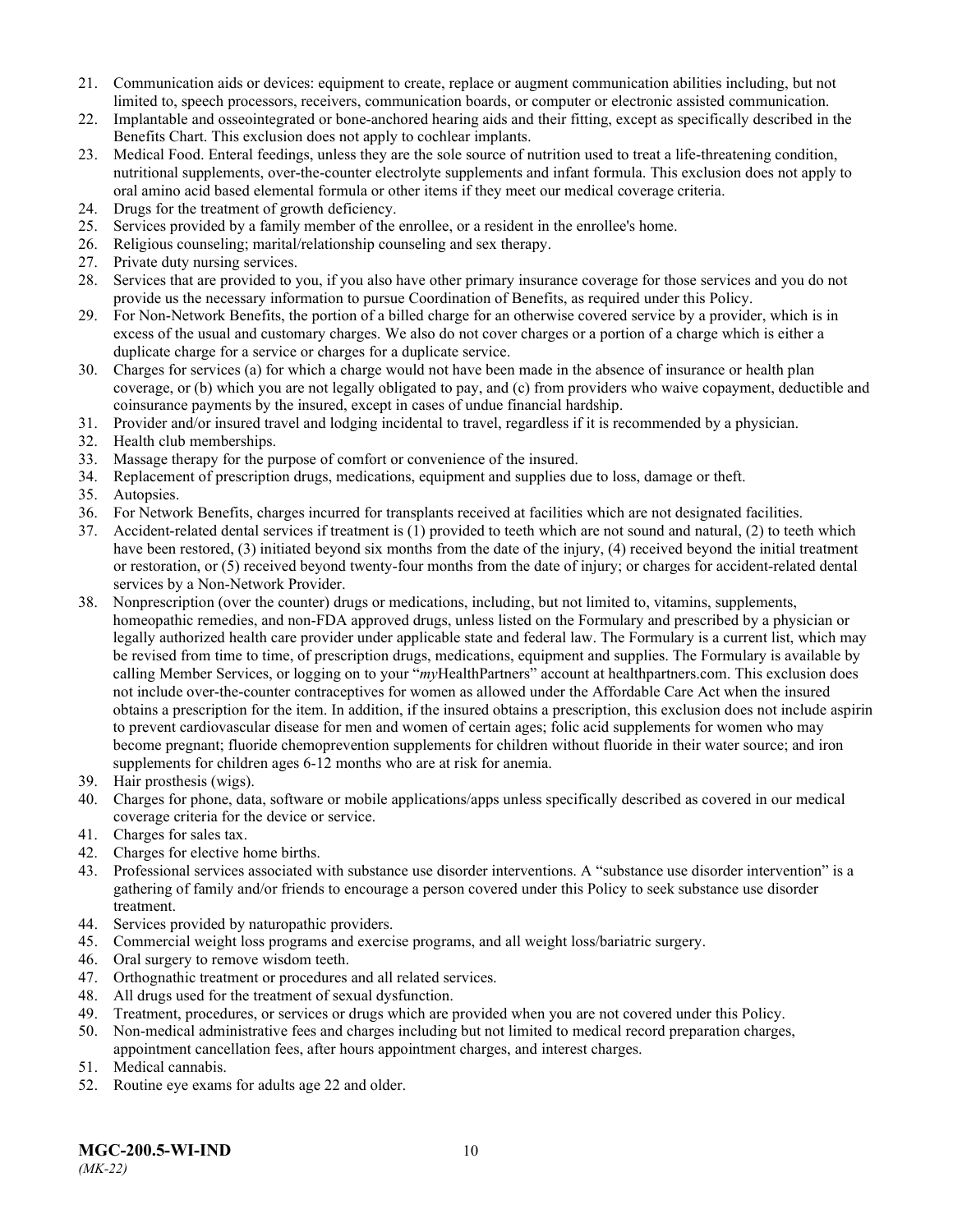21. Communication aids or devices: equipment to create, replace or augment communication abilities including, but not limited to, speech processors, receivers, communication boards, or computer or electronic assisted communication.
22. Implantable and osseointegrated or bone-anchored hearing aids and their fitting, except as specifically described in the Benefits Chart. This exclusion does not apply to cochlear implants.
23. Medical Food. Enteral feedings, unless they are the sole source of nutrition used to treat a life-threatening condition, nutritional supplements, over-the-counter electrolyte supplements and infant formula. This exclusion does not apply to oral amino acid based elemental formula or other items if they meet our medical coverage criteria.
24. Drugs for the treatment of growth deficiency.
25. Services provided by a family member of the enrollee, or a resident in the enrollee's home.
26. Religious counseling; marital/relationship counseling and sex therapy.
27. Private duty nursing services.
28. Services that are provided to you, if you also have other primary insurance coverage for those services and you do not provide us the necessary information to pursue Coordination of Benefits, as required under this Policy.
29. For Non-Network Benefits, the portion of a billed charge for an otherwise covered service by a provider, which is in excess of the usual and customary charges. We also do not cover charges or a portion of a charge which is either a duplicate charge for a service or charges for a duplicate service.
30. Charges for services (a) for which a charge would not have been made in the absence of insurance or health plan coverage, or (b) which you are not legally obligated to pay, and (c) from providers who waive copayment, deductible and coinsurance payments by the insured, except in cases of undue financial hardship.
31. Provider and/or insured travel and lodging incidental to travel, regardless if it is recommended by a physician.
32. Health club memberships.
33. Massage therapy for the purpose of comfort or convenience of the insured.
34. Replacement of prescription drugs, medications, equipment and supplies due to loss, damage or theft.
35. Autopsies.
36. For Network Benefits, charges incurred for transplants received at facilities which are not designated facilities.
37. Accident-related dental services if treatment is (1) provided to teeth which are not sound and natural, (2) to teeth which have been restored, (3) initiated beyond six months from the date of the injury, (4) received beyond the initial treatment or restoration, or (5) received beyond twenty-four months from the date of injury; or charges for accident-related dental services by a Non-Network Provider.
38. Nonprescription (over the counter) drugs or medications, including, but not limited to, vitamins, supplements, homeopathic remedies, and non-FDA approved drugs, unless listed on the Formulary and prescribed by a physician or legally authorized health care provider under applicable state and federal law. The Formulary is a current list, which may be revised from time to time, of prescription drugs, medications, equipment and supplies. The Formulary is available by calling Member Services, or logging on to your "*my*HealthPartners" account at healthpartners.com. This exclusion does not include over-the-counter contraceptives for women as allowed under the Affordable Care Act when the insured obtains a prescription for the item. In addition, if the insured obtains a prescription, this exclusion does not include aspirin to prevent cardiovascular disease for men and women of certain ages; folic acid supplements for women who may become pregnant; fluoride chemoprevention supplements for children without fluoride in their water source; and iron supplements for children ages 6-12 months who are at risk for anemia.
39. Hair prosthesis (wigs).
40. Charges for phone, data, software or mobile applications/apps unless specifically described as covered in our medical coverage criteria for the device or service.
41. Charges for sales tax.
42. Charges for elective home births.
43. Professional services associated with substance use disorder interventions. A "substance use disorder intervention" is a gathering of family and/or friends to encourage a person covered under this Policy to seek substance use disorder treatment.
44. Services provided by naturopathic providers.
45. Commercial weight loss programs and exercise programs, and all weight loss/bariatric surgery.
46. Oral surgery to remove wisdom teeth.
47. Orthognathic treatment or procedures and all related services.
48. All drugs used for the treatment of sexual dysfunction.
49. Treatment, procedures, or services or drugs which are provided when you are not covered under this Policy.
50. Non-medical administrative fees and charges including but not limited to medical record preparation charges, appointment cancellation fees, after hours appointment charges, and interest charges.
51. Medical cannabis.
52. Routine eye exams for adults age 22 and older.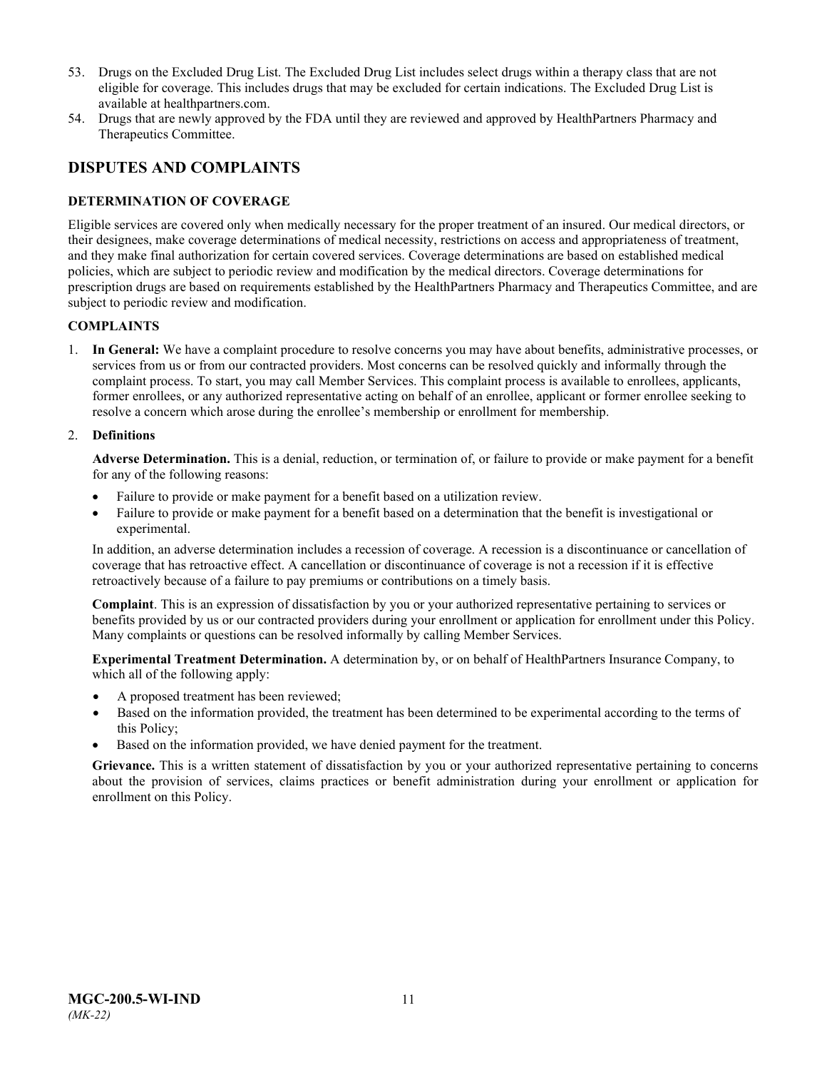53. Drugs on the Excluded Drug List. The Excluded Drug List includes select drugs within a therapy class that are not eligible for coverage. This includes drugs that may be excluded for certain indications. The Excluded Drug List is available at healthpartners.com.
54. Drugs that are newly approved by the FDA until they are reviewed and approved by HealthPartners Pharmacy and Therapeutics Committee.

## DISPUTES AND COMPLAINTS

### DETERMINATION OF COVERAGE

Eligible services are covered only when medically necessary for the proper treatment of an insured. Our medical directors, or their designees, make coverage determinations of medical necessity, restrictions on access and appropriateness of treatment, and they make final authorization for certain covered services. Coverage determinations are based on established medical policies, which are subject to periodic review and modification by the medical directors. Coverage determinations for prescription drugs are based on requirements established by the HealthPartners Pharmacy and Therapeutics Committee, and are subject to periodic review and modification.

### COMPLAINTS

1. **In General:** We have a complaint procedure to resolve concerns you may have about benefits, administrative processes, or services from us or from our contracted providers. Most concerns can be resolved quickly and informally through the complaint process. To start, you may call Member Services. This complaint process is available to enrollees, applicants, former enrollees, or any authorized representative acting on behalf of an enrollee, applicant or former enrollee seeking to resolve a concern which arose during the enrollee's membership or enrollment for membership.

2. **Definitions**

   **Adverse Determination.** This is a denial, reduction, or termination of, or failure to provide or make payment for a benefit for any of the following reasons:

   - Failure to provide or make payment for a benefit based on a utilization review.
   - Failure to provide or make payment for a benefit based on a determination that the benefit is investigational or experimental.

   In addition, an adverse determination includes a recession of coverage. A recession is a discontinuance or cancellation of coverage that has retroactive effect. A cancellation or discontinuance of coverage is not a recession if it is effective retroactively because of a failure to pay premiums or contributions on a timely basis.

   **Complaint**. This is an expression of dissatisfaction by you or your authorized representative pertaining to services or benefits provided by us or our contracted providers during your enrollment or application for enrollment under this Policy. Many complaints or questions can be resolved informally by calling Member Services.

   **Experimental Treatment Determination.** A determination by, or on behalf of HealthPartners Insurance Company, to which all of the following apply:

   - A proposed treatment has been reviewed;
   - Based on the information provided, the treatment has been determined to be experimental according to the terms of this Policy;
   - Based on the information provided, we have denied payment for the treatment.

   **Grievance.** This is a written statement of dissatisfaction by you or your authorized representative pertaining to concerns about the provision of services, claims practices or benefit administration during your enrollment or application for enrollment on this Policy.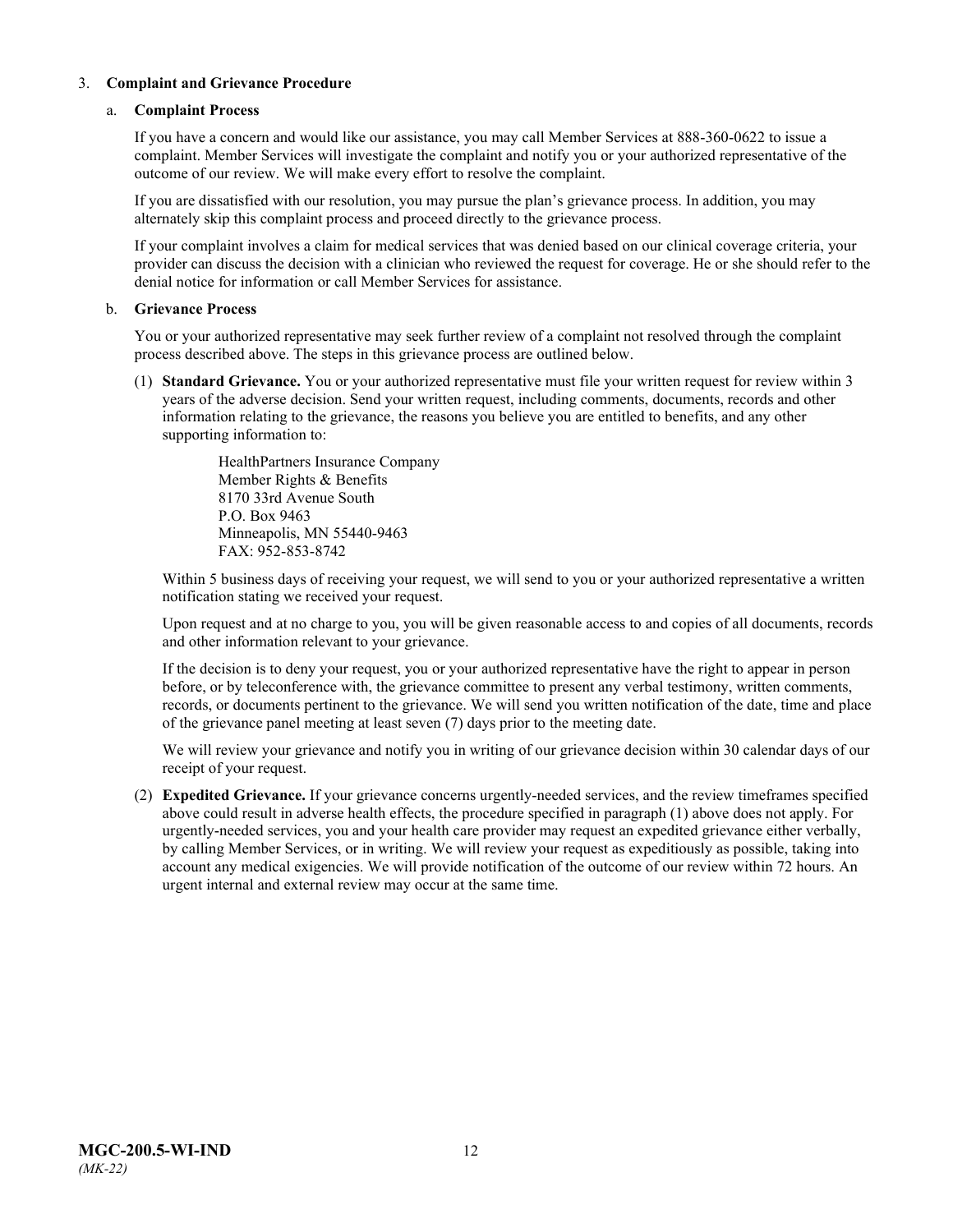3. **Complaint and Grievance Procedure**

   a. **Complaint Process**

   If you have a concern and would like our assistance, you may call Member Services at 888-360-0622 to issue a complaint. Member Services will investigate the complaint and notify you or your authorized representative of the outcome of our review. We will make every effort to resolve the complaint.

   If you are dissatisfied with our resolution, you may pursue the plan's grievance process. In addition, you may alternately skip this complaint process and proceed directly to the grievance process.

   If your complaint involves a claim for medical services that was denied based on our clinical coverage criteria, your provider can discuss the decision with a clinician who reviewed the request for coverage. He or she should refer to the denial notice for information or call Member Services for assistance.

   b. **Grievance Process**

   You or your authorized representative may seek further review of a complaint not resolved through the complaint process described above. The steps in this grievance process are outlined below.

   (1) **Standard Grievance.** You or your authorized representative must file your written request for review within 3 years of the adverse decision. Send your written request, including comments, documents, records and other information relating to the grievance, the reasons you believe you are entitled to benefits, and any other supporting information to:

   HealthPartners Insurance Company  
   Member Rights & Benefits  
   8170 33rd Avenue South  
   P.O. Box 9463  
   Minneapolis, MN 55440-9463  
   FAX: 952-853-8742

   Within 5 business days of receiving your request, we will send to you or your authorized representative a written notification stating we received your request.

   Upon request and at no charge to you, you will be given reasonable access to and copies of all documents, records and other information relevant to your grievance.

   If the decision is to deny your request, you or your authorized representative have the right to appear in person before, or by teleconference with, the grievance committee to present any verbal testimony, written comments, records, or documents pertinent to the grievance. We will send you written notification of the date, time and place of the grievance panel meeting at least seven (7) days prior to the meeting date.

   We will review your grievance and notify you in writing of our grievance decision within 30 calendar days of our receipt of your request.

   (2) **Expedited Grievance.** If your grievance concerns urgently-needed services, and the review timeframes specified above could result in adverse health effects, the procedure specified in paragraph (1) above does not apply. For urgently-needed services, you and your health care provider may request an expedited grievance either verbally, by calling Member Services, or in writing. We will review your request as expeditiously as possible, taking into account any medical exigencies. We will provide notification of the outcome of our review within 72 hours. An urgent internal and external review may occur at the same time.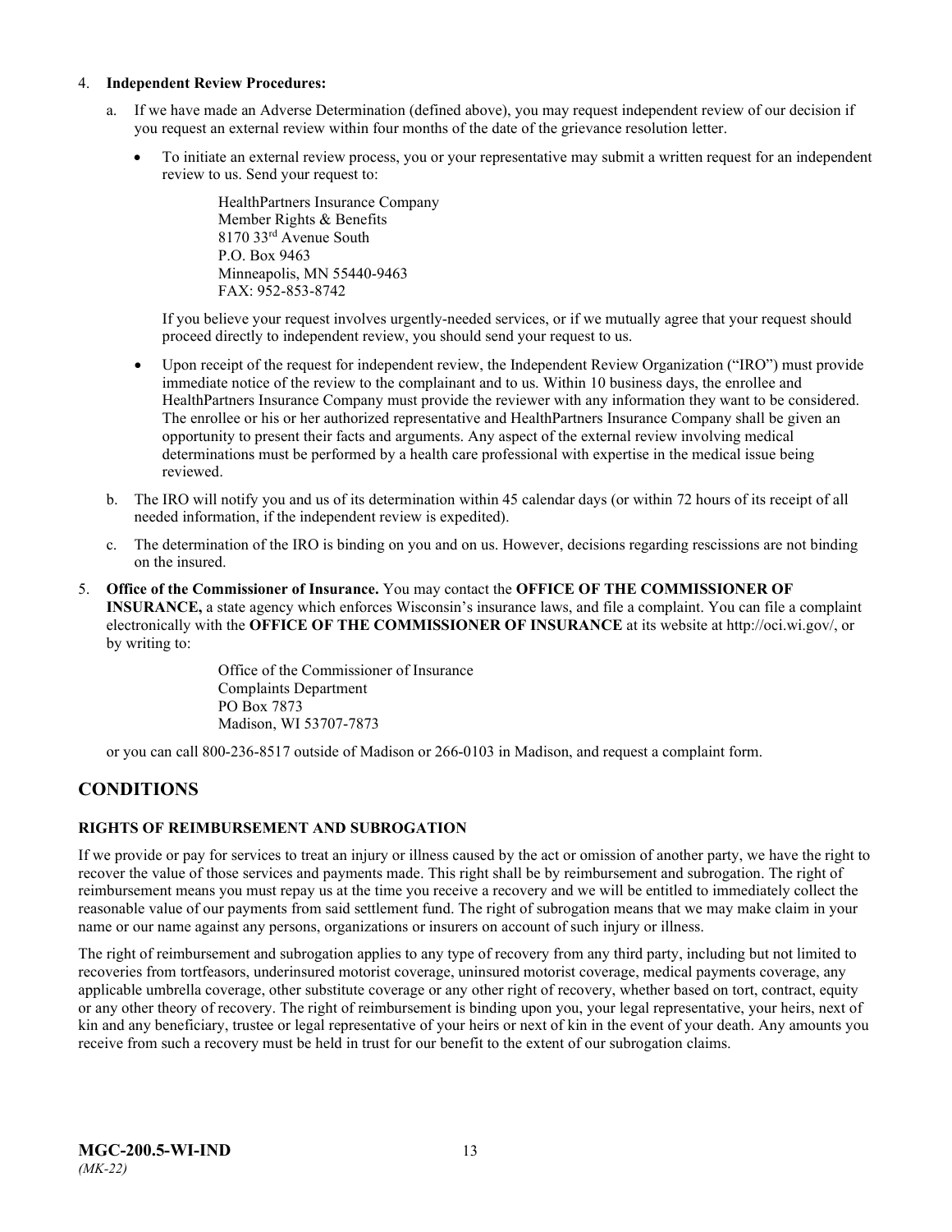4. **Independent Review Procedures:**

   a. If we have made an Adverse Determination (defined above), you may request independent review of our decision if you request an external review within four months of the date of the grievance resolution letter.

      - To initiate an external review process, you or your representative may submit a written request for an independent review to us. Send your request to:

        HealthPartners Insurance Company
        Member Rights & Benefits
        8170 33rd Avenue South
        P.O. Box 9463
        Minneapolis, MN 55440-9463
        FAX: 952-853-8742

        If you believe your request involves urgently-needed services, or if we mutually agree that your request should proceed directly to independent review, you should send your request to us.

      - Upon receipt of the request for independent review, the Independent Review Organization ("IRO") must provide immediate notice of the review to the complainant and to us. Within 10 business days, the enrollee and HealthPartners Insurance Company must provide the reviewer with any information they want to be considered. The enrollee or his or her authorized representative and HealthPartners Insurance Company shall be given an opportunity to present their facts and arguments. Any aspect of the external review involving medical determinations must be performed by a health care professional with expertise in the medical issue being reviewed.

   b. The IRO will notify you and us of its determination within 45 calendar days (or within 72 hours of its receipt of all needed information, if the independent review is expedited).

   c. The determination of the IRO is binding on you and on us. However, decisions regarding rescissions are not binding on the insured.

5. **Office of the Commissioner of Insurance.** You may contact the **OFFICE OF THE COMMISSIONER OF INSURANCE,** a state agency which enforces Wisconsin's insurance laws, and file a complaint. You can file a complaint electronically with the **OFFICE OF THE COMMISSIONER OF INSURANCE** at its website at http://oci.wi.gov/, or by writing to:

   Office of the Commissioner of Insurance
   Complaints Department
   PO Box 7873
   Madison, WI 53707-7873

   or you can call 800-236-8517 outside of Madison or 266-0103 in Madison, and request a complaint form.

## CONDITIONS

### RIGHTS OF REIMBURSEMENT AND SUBROGATION

If we provide or pay for services to treat an injury or illness caused by the act or omission of another party, we have the right to recover the value of those services and payments made. This right shall be by reimbursement and subrogation. The right of reimbursement means you must repay us at the time you receive a recovery and we will be entitled to immediately collect the reasonable value of our payments from said settlement fund. The right of subrogation means that we may make claim in your name or our name against any persons, organizations or insurers on account of such injury or illness.

The right of reimbursement and subrogation applies to any type of recovery from any third party, including but not limited to recoveries from tortfeasors, underinsured motorist coverage, uninsured motorist coverage, medical payments coverage, any applicable umbrella coverage, other substitute coverage or any other right of recovery, whether based on tort, contract, equity or any other theory of recovery. The right of reimbursement is binding upon you, your legal representative, your heirs, next of kin and any beneficiary, trustee or legal representative of your heirs or next of kin in the event of your death. Any amounts you receive from such a recovery must be held in trust for our benefit to the extent of our subrogation claims.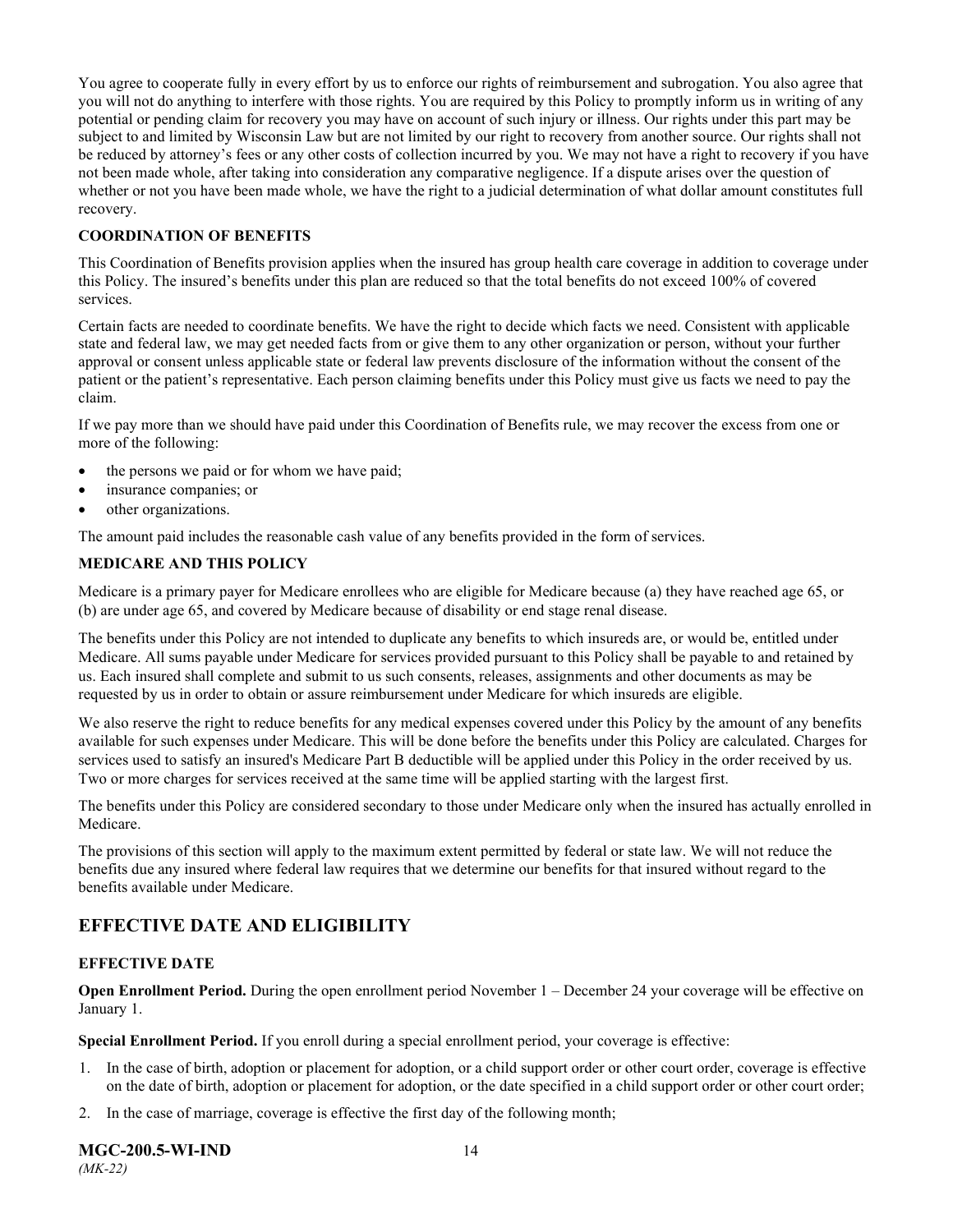You agree to cooperate fully in every effort by us to enforce our rights of reimbursement and subrogation. You also agree that you will not do anything to interfere with those rights. You are required by this Policy to promptly inform us in writing of any potential or pending claim for recovery you may have on account of such injury or illness. Our rights under this part may be subject to and limited by Wisconsin Law but are not limited by our right to recovery from another source. Our rights shall not be reduced by attorney's fees or any other costs of collection incurred by you. We may not have a right to recovery if you have not been made whole, after taking into consideration any comparative negligence. If a dispute arises over the question of whether or not you have been made whole, we have the right to a judicial determination of what dollar amount constitutes full recovery.

### COORDINATION OF BENEFITS

This Coordination of Benefits provision applies when the insured has group health care coverage in addition to coverage under this Policy. The insured's benefits under this plan are reduced so that the total benefits do not exceed 100% of covered services.

Certain facts are needed to coordinate benefits. We have the right to decide which facts we need. Consistent with applicable state and federal law, we may get needed facts from or give them to any other organization or person, without your further approval or consent unless applicable state or federal law prevents disclosure of the information without the consent of the patient or the patient's representative. Each person claiming benefits under this Policy must give us facts we need to pay the claim.

If we pay more than we should have paid under this Coordination of Benefits rule, we may recover the excess from one or more of the following:

- the persons we paid or for whom we have paid;
- insurance companies; or
- other organizations.

The amount paid includes the reasonable cash value of any benefits provided in the form of services.

### MEDICARE AND THIS POLICY

Medicare is a primary payer for Medicare enrollees who are eligible for Medicare because (a) they have reached age 65, or (b) are under age 65, and covered by Medicare because of disability or end stage renal disease.

The benefits under this Policy are not intended to duplicate any benefits to which insureds are, or would be, entitled under Medicare. All sums payable under Medicare for services provided pursuant to this Policy shall be payable to and retained by us. Each insured shall complete and submit to us such consents, releases, assignments and other documents as may be requested by us in order to obtain or assure reimbursement under Medicare for which insureds are eligible.

We also reserve the right to reduce benefits for any medical expenses covered under this Policy by the amount of any benefits available for such expenses under Medicare. This will be done before the benefits under this Policy are calculated. Charges for services used to satisfy an insured's Medicare Part B deductible will be applied under this Policy in the order received by us. Two or more charges for services received at the same time will be applied starting with the largest first.

The benefits under this Policy are considered secondary to those under Medicare only when the insured has actually enrolled in Medicare.

The provisions of this section will apply to the maximum extent permitted by federal or state law. We will not reduce the benefits due any insured where federal law requires that we determine our benefits for that insured without regard to the benefits available under Medicare.

## EFFECTIVE DATE AND ELIGIBILITY

### EFFECTIVE DATE

**Open Enrollment Period.** During the open enrollment period November 1 – December 24 your coverage will be effective on January 1.

**Special Enrollment Period.** If you enroll during a special enrollment period, your coverage is effective:

1. In the case of birth, adoption or placement for adoption, or a child support order or other court order, coverage is effective on the date of birth, adoption or placement for adoption, or the date specified in a child support order or other court order;
2. In the case of marriage, coverage is effective the first day of the following month;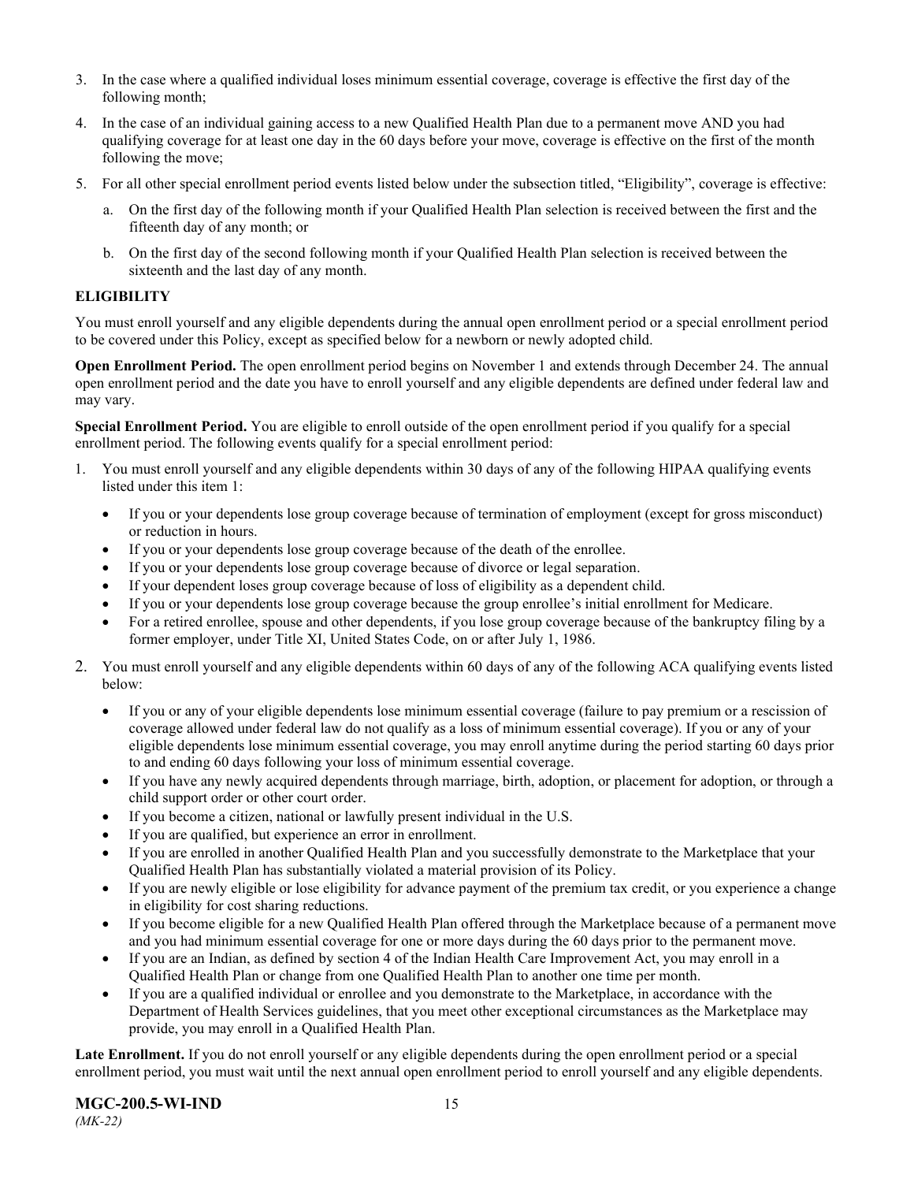3. In the case where a qualified individual loses minimum essential coverage, coverage is effective the first day of the following month;
4. In the case of an individual gaining access to a new Qualified Health Plan due to a permanent move AND you had qualifying coverage for at least one day in the 60 days before your move, coverage is effective on the first of the month following the move;
5. For all other special enrollment period events listed below under the subsection titled, "Eligibility", coverage is effective:
   a. On the first day of the following month if your Qualified Health Plan selection is received between the first and the fifteenth day of any month; or
   b. On the first day of the second following month if your Qualified Health Plan selection is received between the sixteenth and the last day of any month.

**ELIGIBILITY**

You must enroll yourself and any eligible dependents during the annual open enrollment period or a special enrollment period to be covered under this Policy, except as specified below for a newborn or newly adopted child.

**Open Enrollment Period.** The open enrollment period begins on November 1 and extends through December 24. The annual open enrollment period and the date you have to enroll yourself and any eligible dependents are defined under federal law and may vary.

**Special Enrollment Period.** You are eligible to enroll outside of the open enrollment period if you qualify for a special enrollment period. The following events qualify for a special enrollment period:

1. You must enroll yourself and any eligible dependents within 30 days of any of the following HIPAA qualifying events listed under this item 1:
   - If you or your dependents lose group coverage because of termination of employment (except for gross misconduct) or reduction in hours.
   - If you or your dependents lose group coverage because of the death of the enrollee.
   - If you or your dependents lose group coverage because of divorce or legal separation.
   - If your dependent loses group coverage because of loss of eligibility as a dependent child.
   - If you or your dependents lose group coverage because the group enrollee's initial enrollment for Medicare.
   - For a retired enrollee, spouse and other dependents, if you lose group coverage because of the bankruptcy filing by a former employer, under Title XI, United States Code, on or after July 1, 1986.
2. You must enroll yourself and any eligible dependents within 60 days of any of the following ACA qualifying events listed below:
   - If you or any of your eligible dependents lose minimum essential coverage (failure to pay premium or a rescission of coverage allowed under federal law do not qualify as a loss of minimum essential coverage). If you or any of your eligible dependents lose minimum essential coverage, you may enroll anytime during the period starting 60 days prior to and ending 60 days following your loss of minimum essential coverage.
   - If you have any newly acquired dependents through marriage, birth, adoption, or placement for adoption, or through a child support order or other court order.
   - If you become a citizen, national or lawfully present individual in the U.S.
   - If you are qualified, but experience an error in enrollment.
   - If you are enrolled in another Qualified Health Plan and you successfully demonstrate to the Marketplace that your Qualified Health Plan has substantially violated a material provision of its Policy.
   - If you are newly eligible or lose eligibility for advance payment of the premium tax credit, or you experience a change in eligibility for cost sharing reductions.
   - If you become eligible for a new Qualified Health Plan offered through the Marketplace because of a permanent move and you had minimum essential coverage for one or more days during the 60 days prior to the permanent move.
   - If you are an Indian, as defined by section 4 of the Indian Health Care Improvement Act, you may enroll in a Qualified Health Plan or change from one Qualified Health Plan to another one time per month.
   - If you are a qualified individual or enrollee and you demonstrate to the Marketplace, in accordance with the Department of Health Services guidelines, that you meet other exceptional circumstances as the Marketplace may provide, you may enroll in a Qualified Health Plan.

**Late Enrollment.** If you do not enroll yourself or any eligible dependents during the open enrollment period or a special enrollment period, you must wait until the next annual open enrollment period to enroll yourself and any eligible dependents.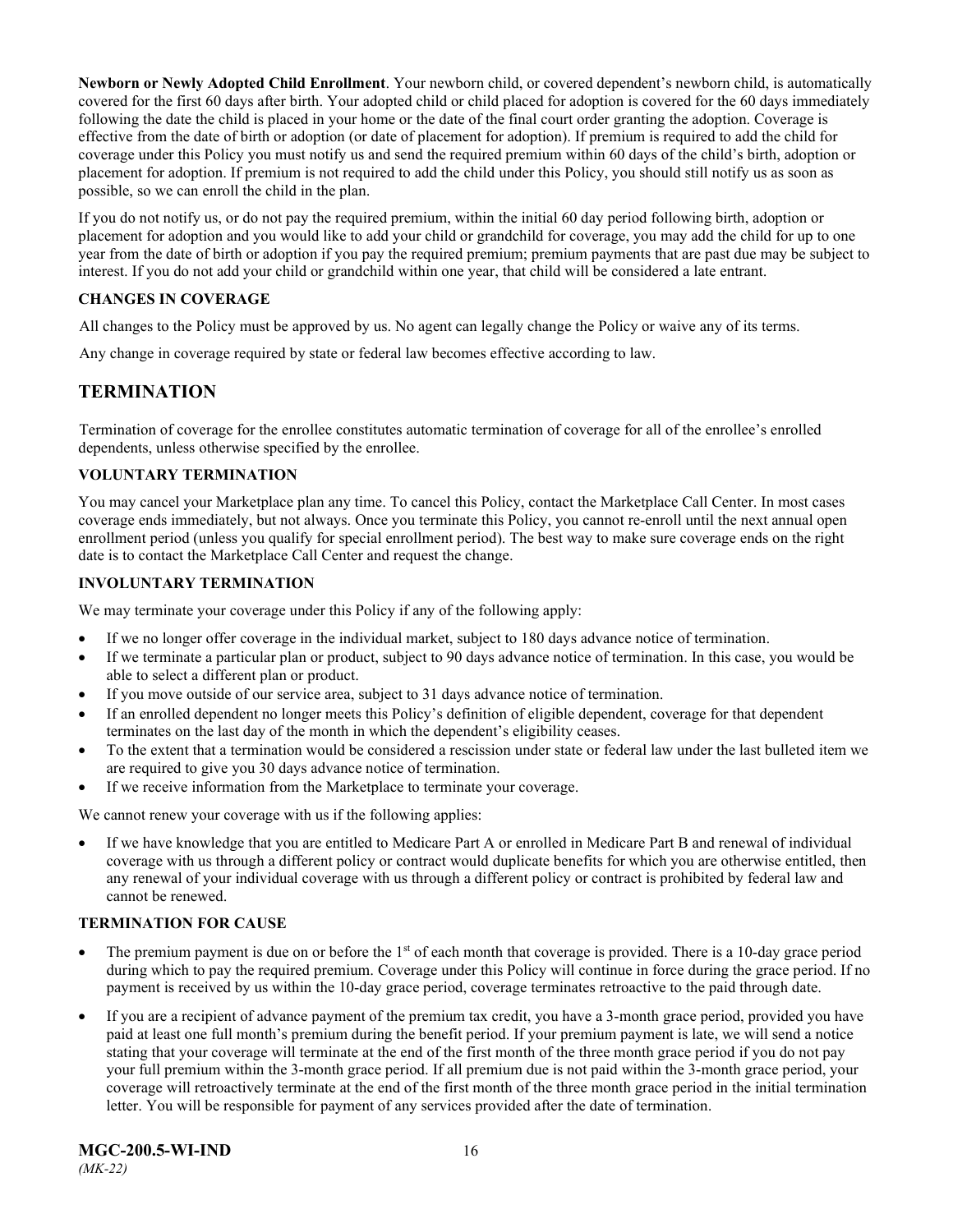**Newborn or Newly Adopted Child Enrollment**. Your newborn child, or covered dependent's newborn child, is automatically covered for the first 60 days after birth. Your adopted child or child placed for adoption is covered for the 60 days immediately following the date the child is placed in your home or the date of the final court order granting the adoption. Coverage is effective from the date of birth or adoption (or date of placement for adoption). If premium is required to add the child for coverage under this Policy you must notify us and send the required premium within 60 days of the child's birth, adoption or placement for adoption. If premium is not required to add the child under this Policy, you should still notify us as soon as possible, so we can enroll the child in the plan.

If you do not notify us, or do not pay the required premium, within the initial 60 day period following birth, adoption or placement for adoption and you would like to add your child or grandchild for coverage, you may add the child for up to one year from the date of birth or adoption if you pay the required premium; premium payments that are past due may be subject to interest. If you do not add your child or grandchild within one year, that child will be considered a late entrant.

### CHANGES IN COVERAGE

All changes to the Policy must be approved by us. No agent can legally change the Policy or waive any of its terms.

Any change in coverage required by state or federal law becomes effective according to law.

## TERMINATION

Termination of coverage for the enrollee constitutes automatic termination of coverage for all of the enrollee's enrolled dependents, unless otherwise specified by the enrollee.

### VOLUNTARY TERMINATION

You may cancel your Marketplace plan any time. To cancel this Policy, contact the Marketplace Call Center. In most cases coverage ends immediately, but not always. Once you terminate this Policy, you cannot re-enroll until the next annual open enrollment period (unless you qualify for special enrollment period). The best way to make sure coverage ends on the right date is to contact the Marketplace Call Center and request the change.

### INVOLUNTARY TERMINATION

We may terminate your coverage under this Policy if any of the following apply:

- If we no longer offer coverage in the individual market, subject to 180 days advance notice of termination.
- If we terminate a particular plan or product, subject to 90 days advance notice of termination. In this case, you would be able to select a different plan or product.
- If you move outside of our service area, subject to 31 days advance notice of termination.
- If an enrolled dependent no longer meets this Policy's definition of eligible dependent, coverage for that dependent terminates on the last day of the month in which the dependent's eligibility ceases.
- To the extent that a termination would be considered a rescission under state or federal law under the last bulleted item we are required to give you 30 days advance notice of termination.
- If we receive information from the Marketplace to terminate your coverage.

We cannot renew your coverage with us if the following applies:

- If we have knowledge that you are entitled to Medicare Part A or enrolled in Medicare Part B and renewal of individual coverage with us through a different policy or contract would duplicate benefits for which you are otherwise entitled, then any renewal of your individual coverage with us through a different policy or contract is prohibited by federal law and cannot be renewed.

### TERMINATION FOR CAUSE

- The premium payment is due on or before the 1st of each month that coverage is provided. There is a 10-day grace period during which to pay the required premium. Coverage under this Policy will continue in force during the grace period. If no payment is received by us within the 10-day grace period, coverage terminates retroactive to the paid through date.
- If you are a recipient of advance payment of the premium tax credit, you have a 3-month grace period, provided you have paid at least one full month's premium during the benefit period. If your premium payment is late, we will send a notice stating that your coverage will terminate at the end of the first month of the three month grace period if you do not pay your full premium within the 3-month grace period. If all premium due is not paid within the 3-month grace period, your coverage will retroactively terminate at the end of the first month of the three month grace period in the initial termination letter. You will be responsible for payment of any services provided after the date of termination.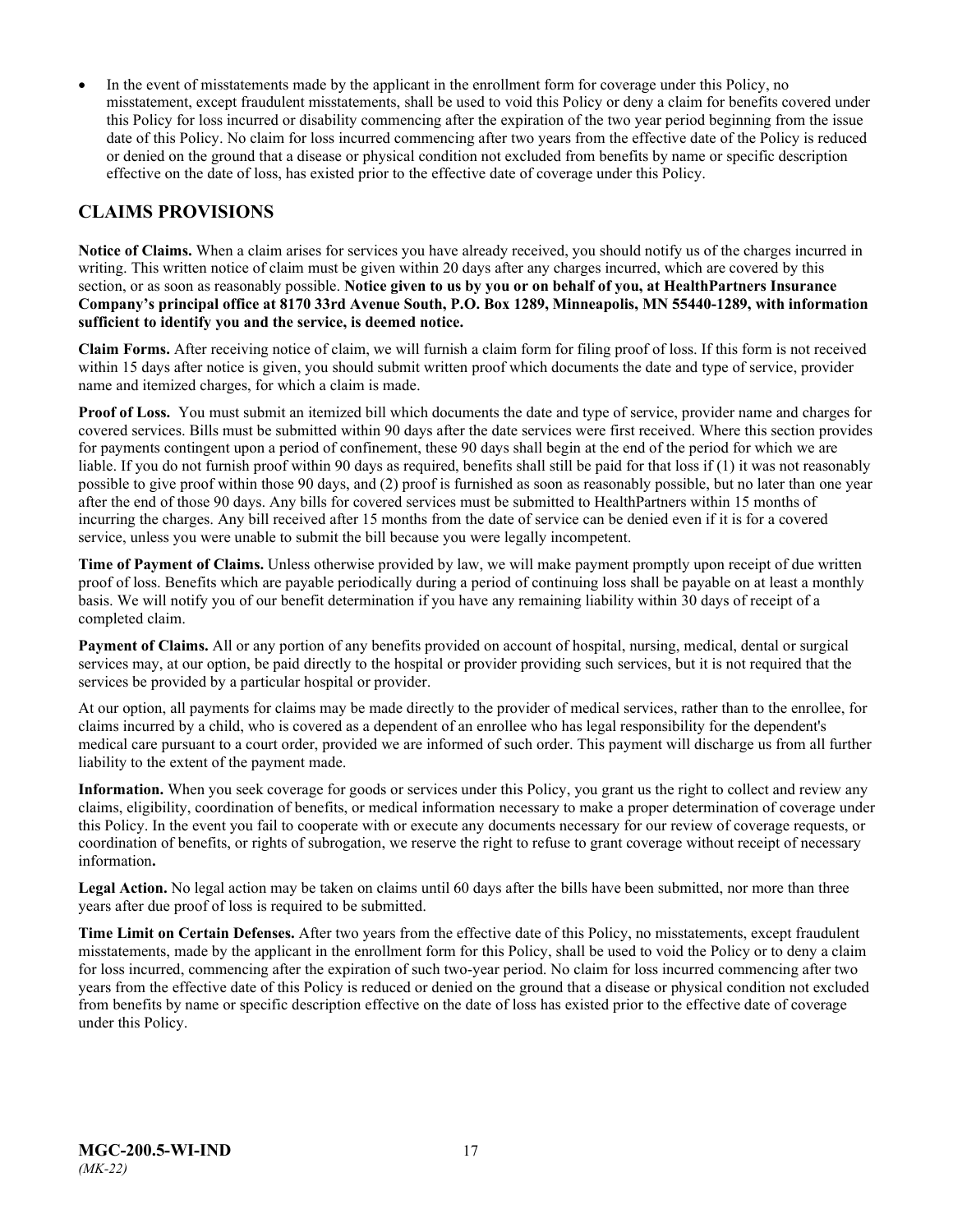- In the event of misstatements made by the applicant in the enrollment form for coverage under this Policy, no misstatement, except fraudulent misstatements, shall be used to void this Policy or deny a claim for benefits covered under this Policy for loss incurred or disability commencing after the expiration of the two year period beginning from the issue date of this Policy. No claim for loss incurred commencing after two years from the effective date of the Policy is reduced or denied on the ground that a disease or physical condition not excluded from benefits by name or specific description effective on the date of loss, has existed prior to the effective date of coverage under this Policy.

## CLAIMS PROVISIONS

**Notice of Claims.** When a claim arises for services you have already received, you should notify us of the charges incurred in writing. This written notice of claim must be given within 20 days after any charges incurred, which are covered by this section, or as soon as reasonably possible. **Notice given to us by you or on behalf of you, at HealthPartners Insurance Company's principal office at 8170 33rd Avenue South, P.O. Box 1289, Minneapolis, MN 55440-1289, with information sufficient to identify you and the service, is deemed notice.**

**Claim Forms.** After receiving notice of claim, we will furnish a claim form for filing proof of loss. If this form is not received within 15 days after notice is given, you should submit written proof which documents the date and type of service, provider name and itemized charges, for which a claim is made.

**Proof of Loss.** You must submit an itemized bill which documents the date and type of service, provider name and charges for covered services. Bills must be submitted within 90 days after the date services were first received. Where this section provides for payments contingent upon a period of confinement, these 90 days shall begin at the end of the period for which we are liable. If you do not furnish proof within 90 days as required, benefits shall still be paid for that loss if (1) it was not reasonably possible to give proof within those 90 days, and (2) proof is furnished as soon as reasonably possible, but no later than one year after the end of those 90 days. Any bills for covered services must be submitted to HealthPartners within 15 months of incurring the charges. Any bill received after 15 months from the date of service can be denied even if it is for a covered service, unless you were unable to submit the bill because you were legally incompetent.

**Time of Payment of Claims.** Unless otherwise provided by law, we will make payment promptly upon receipt of due written proof of loss. Benefits which are payable periodically during a period of continuing loss shall be payable on at least a monthly basis. We will notify you of our benefit determination if you have any remaining liability within 30 days of receipt of a completed claim.

**Payment of Claims.** All or any portion of any benefits provided on account of hospital, nursing, medical, dental or surgical services may, at our option, be paid directly to the hospital or provider providing such services, but it is not required that the services be provided by a particular hospital or provider.

At our option, all payments for claims may be made directly to the provider of medical services, rather than to the enrollee, for claims incurred by a child, who is covered as a dependent of an enrollee who has legal responsibility for the dependent's medical care pursuant to a court order, provided we are informed of such order. This payment will discharge us from all further liability to the extent of the payment made.

**Information.** When you seek coverage for goods or services under this Policy, you grant us the right to collect and review any claims, eligibility, coordination of benefits, or medical information necessary to make a proper determination of coverage under this Policy. In the event you fail to cooperate with or execute any documents necessary for our review of coverage requests, or coordination of benefits, or rights of subrogation, we reserve the right to refuse to grant coverage without receipt of necessary information**.**

**Legal Action.** No legal action may be taken on claims until 60 days after the bills have been submitted, nor more than three years after due proof of loss is required to be submitted.

**Time Limit on Certain Defenses.** After two years from the effective date of this Policy, no misstatements, except fraudulent misstatements, made by the applicant in the enrollment form for this Policy, shall be used to void the Policy or to deny a claim for loss incurred, commencing after the expiration of such two-year period. No claim for loss incurred commencing after two years from the effective date of this Policy is reduced or denied on the ground that a disease or physical condition not excluded from benefits by name or specific description effective on the date of loss has existed prior to the effective date of coverage under this Policy.